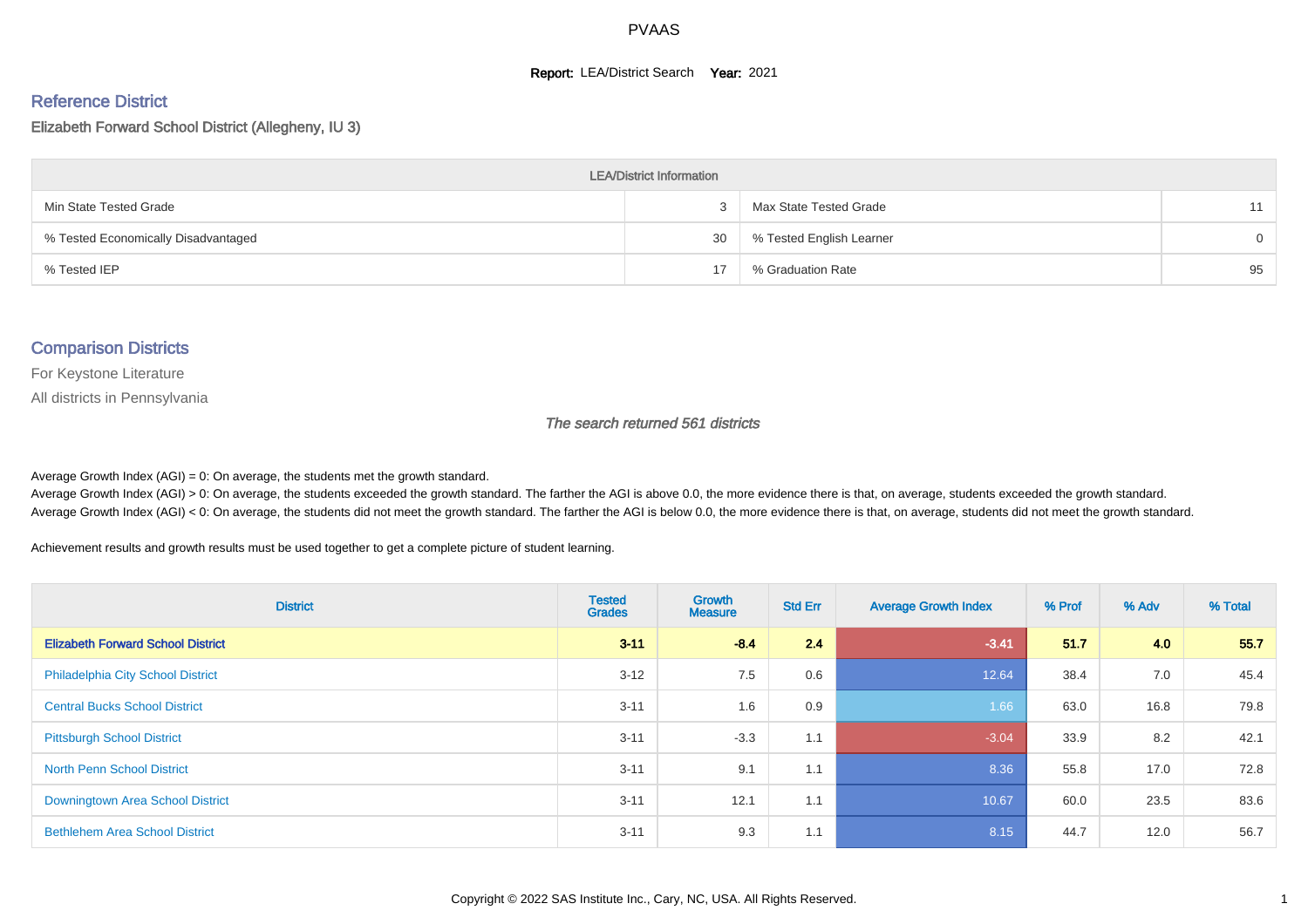# PVAAS

**Report:** LEA/District Search **Year:** 2021

## Reference District

### Elizabeth Forward School District (Allegheny, IU 3)

| LEA/District Information | | | |
|---|---|---|---|
| Min State Tested Grade | 3 | Max State Tested Grade | 11 |
| % Tested Economically Disadvantaged | 30 | % Tested English Learner | 0 |
| % Tested IEP | 17 | % Graduation Rate | 95 |

## Comparison Districts

For Keystone Literature

All districts in Pennsylvania

*The search returned 561 districts*

Average Growth Index (AGI) = 0: On average, the students met the growth standard.
Average Growth Index (AGI) > 0: On average, the students exceeded the growth standard. The farther the AGI is above 0.0, the more evidence there is that, on average, students exceeded the growth standard.
Average Growth Index (AGI) < 0: On average, the students did not meet the growth standard. The farther the AGI is below 0.0, the more evidence there is that, on average, students did not meet the growth standard.

Achievement results and growth results must be used together to get a complete picture of student learning.

| District | Tested Grades | Growth Measure | Std Err | Average Growth Index | % Prof | % Adv | % Total |
|---|---|---|---|---|---|---|---|
| **Elizabeth Forward School District** | **3-11** | **-8.4** | **2.4** | **-3.41** | **51.7** | **4.0** | **55.7** |
| Philadelphia City School District | 3-12 | 7.5 | 0.6 | 12.64 | 38.4 | 7.0 | 45.4 |
| Central Bucks School District | 3-11 | 1.6 | 0.9 | 1.66 | 63.0 | 16.8 | 79.8 |
| Pittsburgh School District | 3-11 | -3.3 | 1.1 | -3.04 | 33.9 | 8.2 | 42.1 |
| North Penn School District | 3-11 | 9.1 | 1.1 | 8.36 | 55.8 | 17.0 | 72.8 |
| Downingtown Area School District | 3-11 | 12.1 | 1.1 | 10.67 | 60.0 | 23.5 | 83.6 |
| Bethlehem Area School District | 3-11 | 9.3 | 1.1 | 8.15 | 44.7 | 12.0 | 56.7 |

Copyright © 2022 SAS Institute Inc., Cary, NC, USA. All Rights Reserved.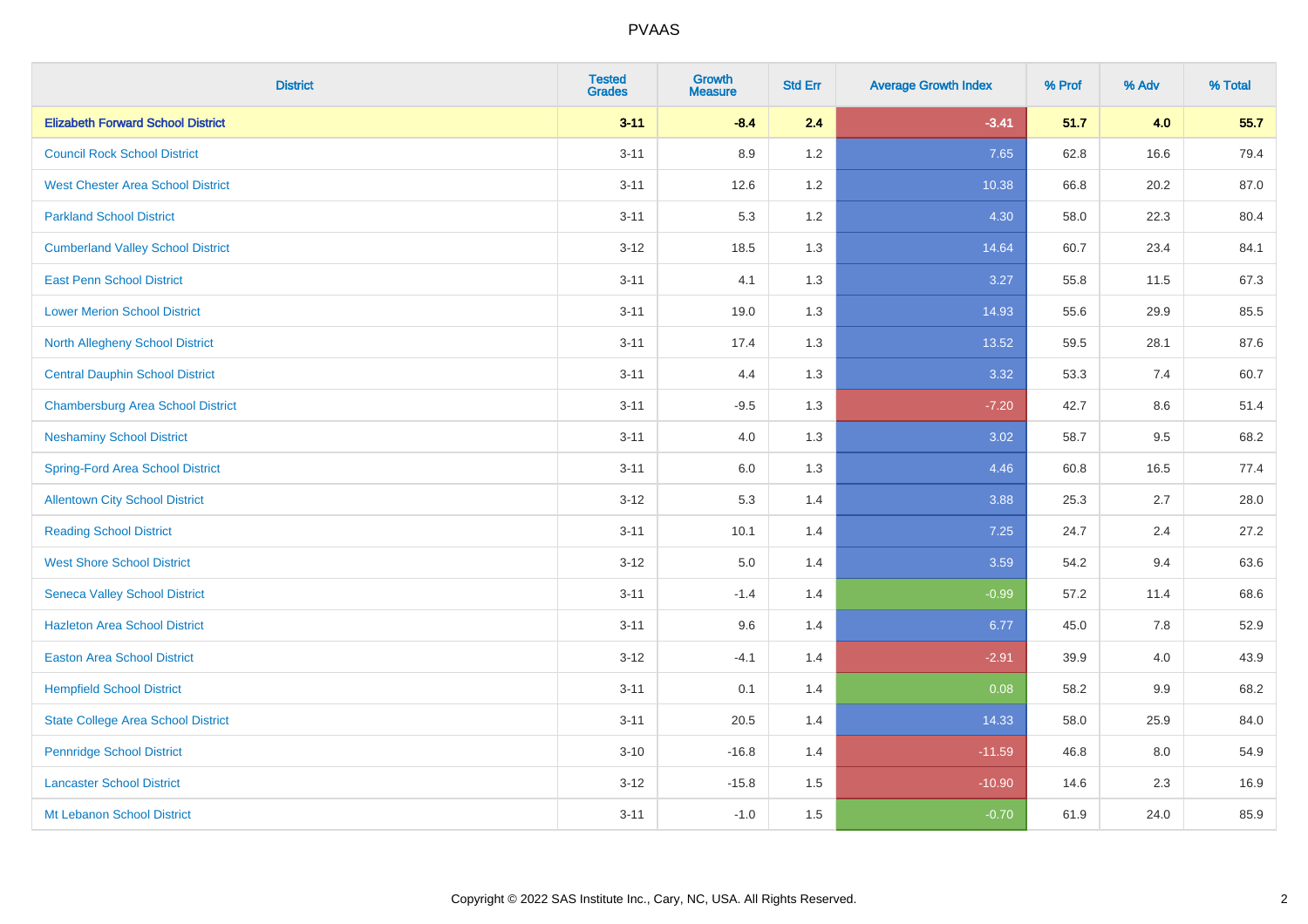# PVAAS

| District | Tested Grades | Growth Measure | Std Err | Average Growth Index | % Prof | % Adv | % Total |
|---|---|---|---|---|---|---|---|
| **Elizabeth Forward School District** | **3-11** | **-8.4** | **2.4** | **-3.41** | **51.7** | **4.0** | **55.7** |
| Council Rock School District | 3-11 | 8.9 | 1.2 | 7.65 | 62.8 | 16.6 | 79.4 |
| West Chester Area School District | 3-11 | 12.6 | 1.2 | 10.38 | 66.8 | 20.2 | 87.0 |
| Parkland School District | 3-11 | 5.3 | 1.2 | 4.30 | 58.0 | 22.3 | 80.4 |
| Cumberland Valley School District | 3-12 | 18.5 | 1.3 | 14.64 | 60.7 | 23.4 | 84.1 |
| East Penn School District | 3-11 | 4.1 | 1.3 | 3.27 | 55.8 | 11.5 | 67.3 |
| Lower Merion School District | 3-11 | 19.0 | 1.3 | 14.93 | 55.6 | 29.9 | 85.5 |
| North Allegheny School District | 3-11 | 17.4 | 1.3 | 13.52 | 59.5 | 28.1 | 87.6 |
| Central Dauphin School District | 3-11 | 4.4 | 1.3 | 3.32 | 53.3 | 7.4 | 60.7 |
| Chambersburg Area School District | 3-11 | -9.5 | 1.3 | -7.20 | 42.7 | 8.6 | 51.4 |
| Neshaminy School District | 3-11 | 4.0 | 1.3 | 3.02 | 58.7 | 9.5 | 68.2 |
| Spring-Ford Area School District | 3-11 | 6.0 | 1.3 | 4.46 | 60.8 | 16.5 | 77.4 |
| Allentown City School District | 3-12 | 5.3 | 1.4 | 3.88 | 25.3 | 2.7 | 28.0 |
| Reading School District | 3-11 | 10.1 | 1.4 | 7.25 | 24.7 | 2.4 | 27.2 |
| West Shore School District | 3-12 | 5.0 | 1.4 | 3.59 | 54.2 | 9.4 | 63.6 |
| Seneca Valley School District | 3-11 | -1.4 | 1.4 | -0.99 | 57.2 | 11.4 | 68.6 |
| Hazleton Area School District | 3-11 | 9.6 | 1.4 | 6.77 | 45.0 | 7.8 | 52.9 |
| Easton Area School District | 3-12 | -4.1 | 1.4 | -2.91 | 39.9 | 4.0 | 43.9 |
| Hempfield School District | 3-11 | 0.1 | 1.4 | 0.08 | 58.2 | 9.9 | 68.2 |
| State College Area School District | 3-11 | 20.5 | 1.4 | 14.33 | 58.0 | 25.9 | 84.0 |
| Pennridge School District | 3-10 | -16.8 | 1.4 | -11.59 | 46.8 | 8.0 | 54.9 |
| Lancaster School District | 3-12 | -15.8 | 1.5 | -10.90 | 14.6 | 2.3 | 16.9 |
| Mt Lebanon School District | 3-11 | -1.0 | 1.5 | -0.70 | 61.9 | 24.0 | 85.9 |

Copyright © 2022 SAS Institute Inc., Cary, NC, USA. All Rights Reserved.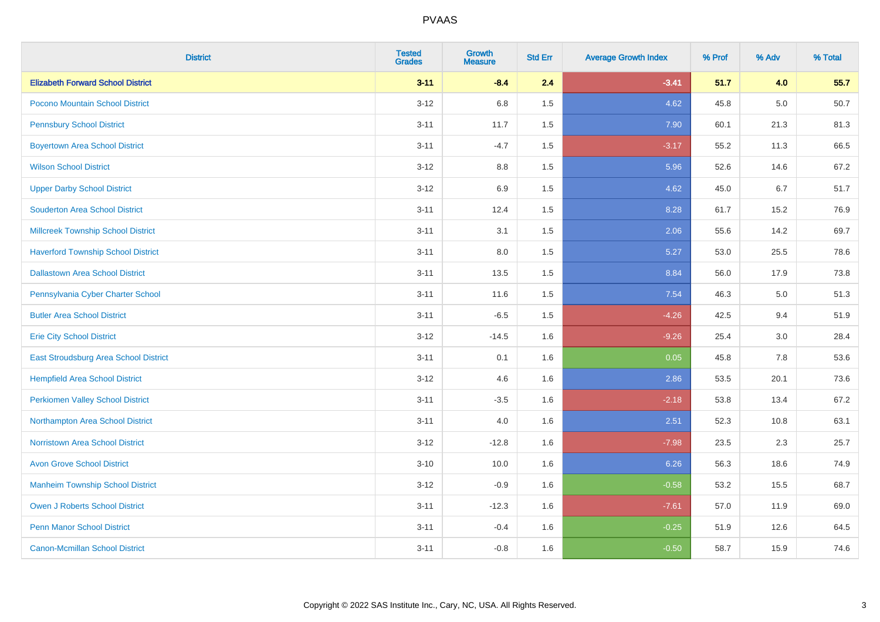# PVAAS

| District | Tested Grades | Growth Measure | Std Err | Average Growth Index | % Prof | % Adv | % Total |
|---|---|---|---|---|---|---|---|
| **Elizabeth Forward School District** | **3-11** | **-8.4** | **2.4** | **-3.41** | **51.7** | **4.0** | **55.7** |
| Pocono Mountain School District | 3-12 | 6.8 | 1.5 | 4.62 | 45.8 | 5.0 | 50.7 |
| Pennsbury School District | 3-11 | 11.7 | 1.5 | 7.90 | 60.1 | 21.3 | 81.3 |
| Boyertown Area School District | 3-11 | -4.7 | 1.5 | -3.17 | 55.2 | 11.3 | 66.5 |
| Wilson School District | 3-12 | 8.8 | 1.5 | 5.96 | 52.6 | 14.6 | 67.2 |
| Upper Darby School District | 3-12 | 6.9 | 1.5 | 4.62 | 45.0 | 6.7 | 51.7 |
| Souderton Area School District | 3-11 | 12.4 | 1.5 | 8.28 | 61.7 | 15.2 | 76.9 |
| Millcreek Township School District | 3-11 | 3.1 | 1.5 | 2.06 | 55.6 | 14.2 | 69.7 |
| Haverford Township School District | 3-11 | 8.0 | 1.5 | 5.27 | 53.0 | 25.5 | 78.6 |
| Dallastown Area School District | 3-11 | 13.5 | 1.5 | 8.84 | 56.0 | 17.9 | 73.8 |
| Pennsylvania Cyber Charter School | 3-11 | 11.6 | 1.5 | 7.54 | 46.3 | 5.0 | 51.3 |
| Butler Area School District | 3-11 | -6.5 | 1.5 | -4.26 | 42.5 | 9.4 | 51.9 |
| Erie City School District | 3-12 | -14.5 | 1.6 | -9.26 | 25.4 | 3.0 | 28.4 |
| East Stroudsburg Area School District | 3-11 | 0.1 | 1.6 | 0.05 | 45.8 | 7.8 | 53.6 |
| Hempfield Area School District | 3-12 | 4.6 | 1.6 | 2.86 | 53.5 | 20.1 | 73.6 |
| Perkiomen Valley School District | 3-11 | -3.5 | 1.6 | -2.18 | 53.8 | 13.4 | 67.2 |
| Northampton Area School District | 3-11 | 4.0 | 1.6 | 2.51 | 52.3 | 10.8 | 63.1 |
| Norristown Area School District | 3-12 | -12.8 | 1.6 | -7.98 | 23.5 | 2.3 | 25.7 |
| Avon Grove School District | 3-10 | 10.0 | 1.6 | 6.26 | 56.3 | 18.6 | 74.9 |
| Manheim Township School District | 3-12 | -0.9 | 1.6 | -0.58 | 53.2 | 15.5 | 68.7 |
| Owen J Roberts School District | 3-11 | -12.3 | 1.6 | -7.61 | 57.0 | 11.9 | 69.0 |
| Penn Manor School District | 3-11 | -0.4 | 1.6 | -0.25 | 51.9 | 12.6 | 64.5 |
| Canon-Mcmillan School District | 3-11 | -0.8 | 1.6 | -0.50 | 58.7 | 15.9 | 74.6 |

Copyright © 2022 SAS Institute Inc., Cary, NC, USA. All Rights Reserved.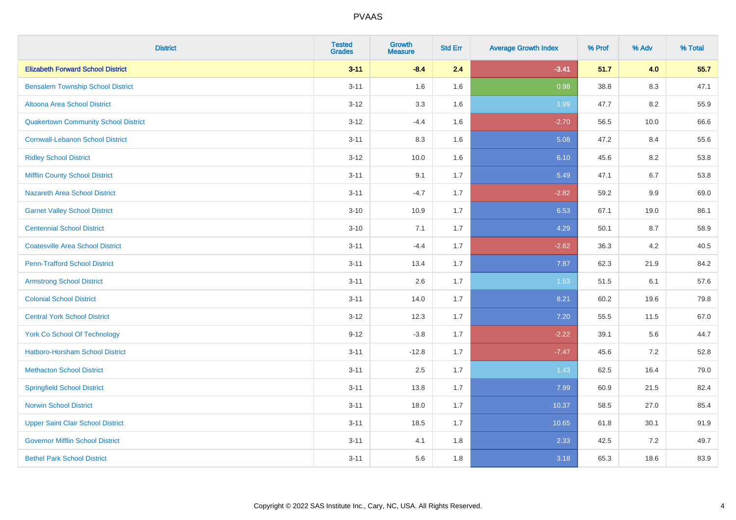# PVAAS

| District | Tested Grades | Growth Measure | Std Err | Average Growth Index | % Prof | % Adv | % Total |
|---|---|---|---|---|---|---|---|
| **Elizabeth Forward School District** | **3-11** | **-8.4** | **2.4** | **-3.41** | **51.7** | **4.0** | **55.7** |
| Bensalem Township School District | 3-11 | 1.6 | 1.6 | 0.98 | 38.8 | 8.3 | 47.1 |
| Altoona Area School District | 3-12 | 3.3 | 1.6 | 1.99 | 47.7 | 8.2 | 55.9 |
| Quakertown Community School District | 3-12 | -4.4 | 1.6 | -2.70 | 56.5 | 10.0 | 66.6 |
| Cornwall-Lebanon School District | 3-11 | 8.3 | 1.6 | 5.08 | 47.2 | 8.4 | 55.6 |
| Ridley School District | 3-12 | 10.0 | 1.6 | 6.10 | 45.6 | 8.2 | 53.8 |
| Mifflin County School District | 3-11 | 9.1 | 1.7 | 5.49 | 47.1 | 6.7 | 53.8 |
| Nazareth Area School District | 3-11 | -4.7 | 1.7 | -2.82 | 59.2 | 9.9 | 69.0 |
| Garnet Valley School District | 3-10 | 10.9 | 1.7 | 6.53 | 67.1 | 19.0 | 86.1 |
| Centennial School District | 3-10 | 7.1 | 1.7 | 4.29 | 50.1 | 8.7 | 58.9 |
| Coatesville Area School District | 3-11 | -4.4 | 1.7 | -2.62 | 36.3 | 4.2 | 40.5 |
| Penn-Trafford School District | 3-11 | 13.4 | 1.7 | 7.87 | 62.3 | 21.9 | 84.2 |
| Armstrong School District | 3-11 | 2.6 | 1.7 | 1.53 | 51.5 | 6.1 | 57.6 |
| Colonial School District | 3-11 | 14.0 | 1.7 | 8.21 | 60.2 | 19.6 | 79.8 |
| Central York School District | 3-12 | 12.3 | 1.7 | 7.20 | 55.5 | 11.5 | 67.0 |
| York Co School Of Technology | 9-12 | -3.8 | 1.7 | -2.22 | 39.1 | 5.6 | 44.7 |
| Hatboro-Horsham School District | 3-11 | -12.8 | 1.7 | -7.47 | 45.6 | 7.2 | 52.8 |
| Methacton School District | 3-11 | 2.5 | 1.7 | 1.43 | 62.5 | 16.4 | 79.0 |
| Springfield School District | 3-11 | 13.8 | 1.7 | 7.99 | 60.9 | 21.5 | 82.4 |
| Norwin School District | 3-11 | 18.0 | 1.7 | 10.37 | 58.5 | 27.0 | 85.4 |
| Upper Saint Clair School District | 3-11 | 18.5 | 1.7 | 10.65 | 61.8 | 30.1 | 91.9 |
| Governor Mifflin School District | 3-11 | 4.1 | 1.8 | 2.33 | 42.5 | 7.2 | 49.7 |
| Bethel Park School District | 3-11 | 5.6 | 1.8 | 3.18 | 65.3 | 18.6 | 83.9 |

Copyright © 2022 SAS Institute Inc., Cary, NC, USA. All Rights Reserved.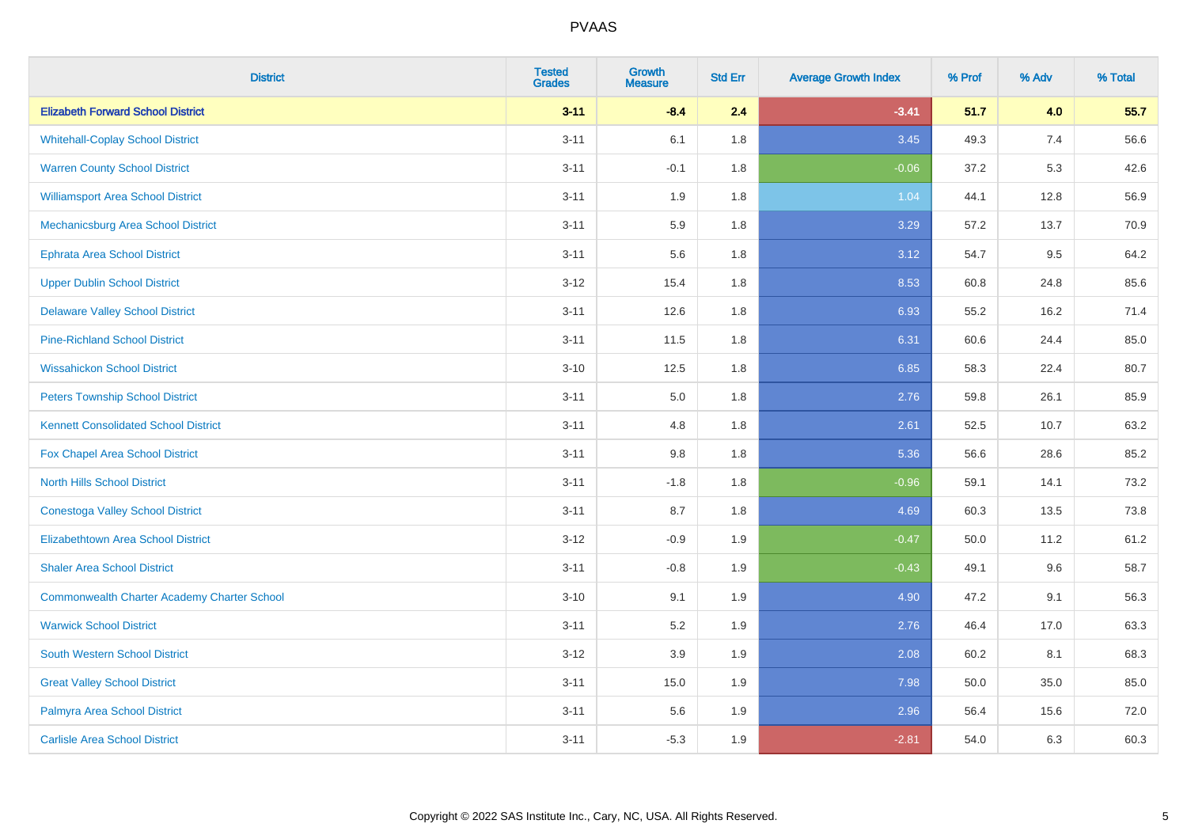# PVAAS

| District | Tested Grades | Growth Measure | Std Err | Average Growth Index | % Prof | % Adv | % Total |
|---|---|---|---|---|---|---|---|
| **Elizabeth Forward School District** | **3-11** | **-8.4** | **2.4** | **-3.41** | **51.7** | **4.0** | **55.7** |
| Whitehall-Coplay School District | 3-11 | 6.1 | 1.8 | 3.45 | 49.3 | 7.4 | 56.6 |
| Warren County School District | 3-11 | -0.1 | 1.8 | -0.06 | 37.2 | 5.3 | 42.6 |
| Williamsport Area School District | 3-11 | 1.9 | 1.8 | 1.04 | 44.1 | 12.8 | 56.9 |
| Mechanicsburg Area School District | 3-11 | 5.9 | 1.8 | 3.29 | 57.2 | 13.7 | 70.9 |
| Ephrata Area School District | 3-11 | 5.6 | 1.8 | 3.12 | 54.7 | 9.5 | 64.2 |
| Upper Dublin School District | 3-12 | 15.4 | 1.8 | 8.53 | 60.8 | 24.8 | 85.6 |
| Delaware Valley School District | 3-11 | 12.6 | 1.8 | 6.93 | 55.2 | 16.2 | 71.4 |
| Pine-Richland School District | 3-11 | 11.5 | 1.8 | 6.31 | 60.6 | 24.4 | 85.0 |
| Wissahickon School District | 3-10 | 12.5 | 1.8 | 6.85 | 58.3 | 22.4 | 80.7 |
| Peters Township School District | 3-11 | 5.0 | 1.8 | 2.76 | 59.8 | 26.1 | 85.9 |
| Kennett Consolidated School District | 3-11 | 4.8 | 1.8 | 2.61 | 52.5 | 10.7 | 63.2 |
| Fox Chapel Area School District | 3-11 | 9.8 | 1.8 | 5.36 | 56.6 | 28.6 | 85.2 |
| North Hills School District | 3-11 | -1.8 | 1.8 | -0.96 | 59.1 | 14.1 | 73.2 |
| Conestoga Valley School District | 3-11 | 8.7 | 1.8 | 4.69 | 60.3 | 13.5 | 73.8 |
| Elizabethtown Area School District | 3-12 | -0.9 | 1.9 | -0.47 | 50.0 | 11.2 | 61.2 |
| Shaler Area School District | 3-11 | -0.8 | 1.9 | -0.43 | 49.1 | 9.6 | 58.7 |
| Commonwealth Charter Academy Charter School | 3-10 | 9.1 | 1.9 | 4.90 | 47.2 | 9.1 | 56.3 |
| Warwick School District | 3-11 | 5.2 | 1.9 | 2.76 | 46.4 | 17.0 | 63.3 |
| South Western School District | 3-12 | 3.9 | 1.9 | 2.08 | 60.2 | 8.1 | 68.3 |
| Great Valley School District | 3-11 | 15.0 | 1.9 | 7.98 | 50.0 | 35.0 | 85.0 |
| Palmyra Area School District | 3-11 | 5.6 | 1.9 | 2.96 | 56.4 | 15.6 | 72.0 |
| Carlisle Area School District | 3-11 | -5.3 | 1.9 | -2.81 | 54.0 | 6.3 | 60.3 |

Copyright © 2022 SAS Institute Inc., Cary, NC, USA. All Rights Reserved.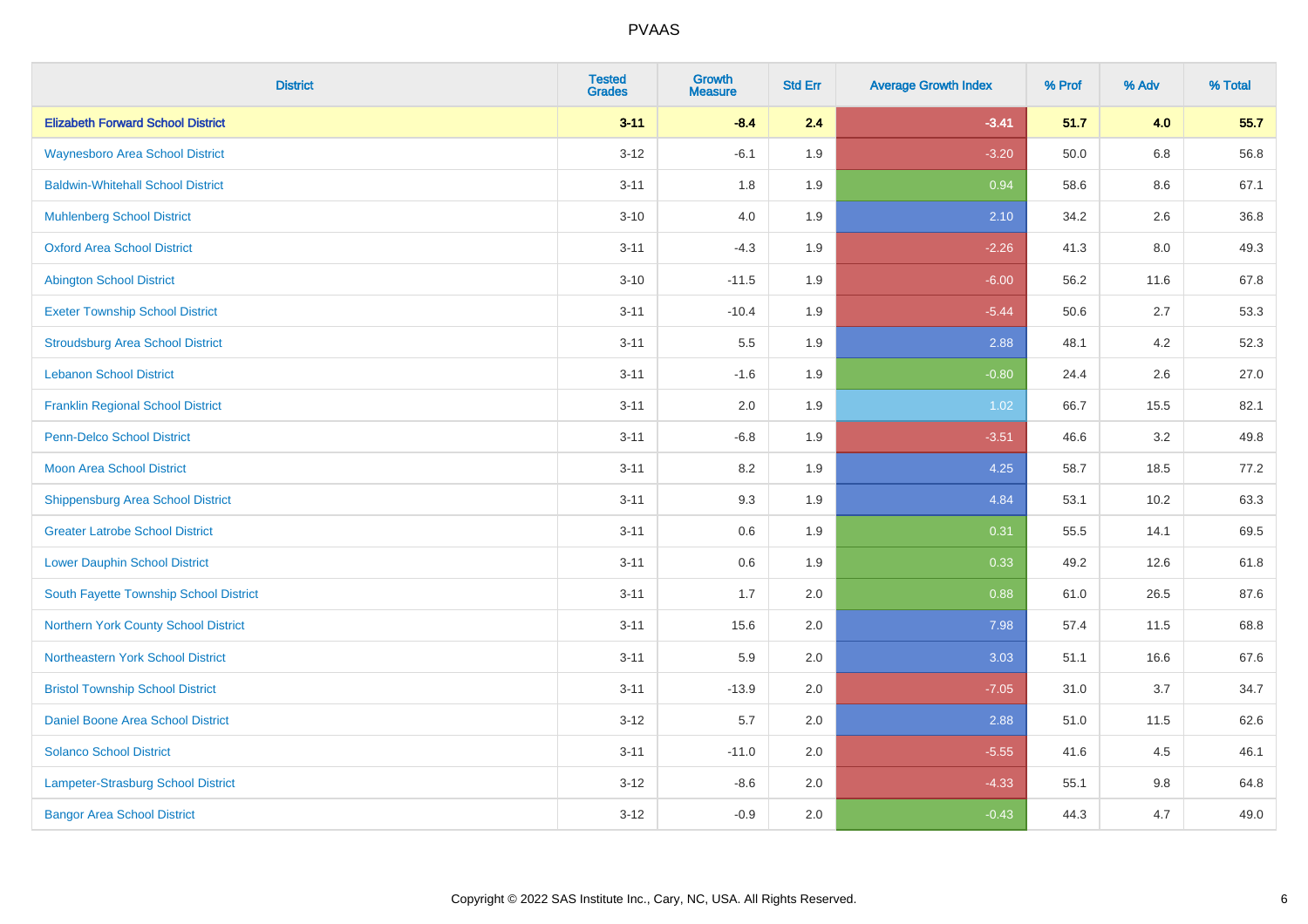# PVAAS

| District | Tested Grades | Growth Measure | Std Err | Average Growth Index | % Prof | % Adv | % Total |
|---|---|---|---|---|---|---|---|
| **Elizabeth Forward School District** | **3-11** | **-8.4** | **2.4** | **-3.41** | **51.7** | **4.0** | **55.7** |
| Waynesboro Area School District | 3-12 | -6.1 | 1.9 | -3.20 | 50.0 | 6.8 | 56.8 |
| Baldwin-Whitehall School District | 3-11 | 1.8 | 1.9 | 0.94 | 58.6 | 8.6 | 67.1 |
| Muhlenberg School District | 3-10 | 4.0 | 1.9 | 2.10 | 34.2 | 2.6 | 36.8 |
| Oxford Area School District | 3-11 | -4.3 | 1.9 | -2.26 | 41.3 | 8.0 | 49.3 |
| Abington School District | 3-10 | -11.5 | 1.9 | -6.00 | 56.2 | 11.6 | 67.8 |
| Exeter Township School District | 3-11 | -10.4 | 1.9 | -5.44 | 50.6 | 2.7 | 53.3 |
| Stroudsburg Area School District | 3-11 | 5.5 | 1.9 | 2.88 | 48.1 | 4.2 | 52.3 |
| Lebanon School District | 3-11 | -1.6 | 1.9 | -0.80 | 24.4 | 2.6 | 27.0 |
| Franklin Regional School District | 3-11 | 2.0 | 1.9 | 1.02 | 66.7 | 15.5 | 82.1 |
| Penn-Delco School District | 3-11 | -6.8 | 1.9 | -3.51 | 46.6 | 3.2 | 49.8 |
| Moon Area School District | 3-11 | 8.2 | 1.9 | 4.25 | 58.7 | 18.5 | 77.2 |
| Shippensburg Area School District | 3-11 | 9.3 | 1.9 | 4.84 | 53.1 | 10.2 | 63.3 |
| Greater Latrobe School District | 3-11 | 0.6 | 1.9 | 0.31 | 55.5 | 14.1 | 69.5 |
| Lower Dauphin School District | 3-11 | 0.6 | 1.9 | 0.33 | 49.2 | 12.6 | 61.8 |
| South Fayette Township School District | 3-11 | 1.7 | 2.0 | 0.88 | 61.0 | 26.5 | 87.6 |
| Northern York County School District | 3-11 | 15.6 | 2.0 | 7.98 | 57.4 | 11.5 | 68.8 |
| Northeastern York School District | 3-11 | 5.9 | 2.0 | 3.03 | 51.1 | 16.6 | 67.6 |
| Bristol Township School District | 3-11 | -13.9 | 2.0 | -7.05 | 31.0 | 3.7 | 34.7 |
| Daniel Boone Area School District | 3-12 | 5.7 | 2.0 | 2.88 | 51.0 | 11.5 | 62.6 |
| Solanco School District | 3-11 | -11.0 | 2.0 | -5.55 | 41.6 | 4.5 | 46.1 |
| Lampeter-Strasburg School District | 3-12 | -8.6 | 2.0 | -4.33 | 55.1 | 9.8 | 64.8 |
| Bangor Area School District | 3-12 | -0.9 | 2.0 | -0.43 | 44.3 | 4.7 | 49.0 |

Copyright © 2022 SAS Institute Inc., Cary, NC, USA. All Rights Reserved.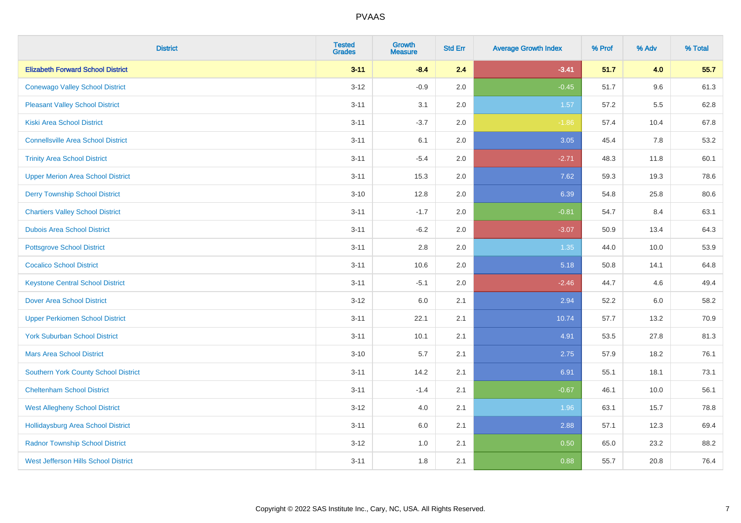# PVAAS

| District | Tested Grades | Growth Measure | Std Err | Average Growth Index | % Prof | % Adv | % Total |
|---|---|---|---|---|---|---|---|
| **Elizabeth Forward School District** | **3-11** | **-8.4** | **2.4** | **-3.41** | **51.7** | **4.0** | **55.7** |
| Conewago Valley School District | 3-12 | -0.9 | 2.0 | -0.45 | 51.7 | 9.6 | 61.3 |
| Pleasant Valley School District | 3-11 | 3.1 | 2.0 | 1.57 | 57.2 | 5.5 | 62.8 |
| Kiski Area School District | 3-11 | -3.7 | 2.0 | -1.86 | 57.4 | 10.4 | 67.8 |
| Connellsville Area School District | 3-11 | 6.1 | 2.0 | 3.05 | 45.4 | 7.8 | 53.2 |
| Trinity Area School District | 3-11 | -5.4 | 2.0 | -2.71 | 48.3 | 11.8 | 60.1 |
| Upper Merion Area School District | 3-11 | 15.3 | 2.0 | 7.62 | 59.3 | 19.3 | 78.6 |
| Derry Township School District | 3-10 | 12.8 | 2.0 | 6.39 | 54.8 | 25.8 | 80.6 |
| Chartiers Valley School District | 3-11 | -1.7 | 2.0 | -0.81 | 54.7 | 8.4 | 63.1 |
| Dubois Area School District | 3-11 | -6.2 | 2.0 | -3.07 | 50.9 | 13.4 | 64.3 |
| Pottsgrove School District | 3-11 | 2.8 | 2.0 | 1.35 | 44.0 | 10.0 | 53.9 |
| Cocalico School District | 3-11 | 10.6 | 2.0 | 5.18 | 50.8 | 14.1 | 64.8 |
| Keystone Central School District | 3-11 | -5.1 | 2.0 | -2.46 | 44.7 | 4.6 | 49.4 |
| Dover Area School District | 3-12 | 6.0 | 2.1 | 2.94 | 52.2 | 6.0 | 58.2 |
| Upper Perkiomen School District | 3-11 | 22.1 | 2.1 | 10.74 | 57.7 | 13.2 | 70.9 |
| York Suburban School District | 3-11 | 10.1 | 2.1 | 4.91 | 53.5 | 27.8 | 81.3 |
| Mars Area School District | 3-10 | 5.7 | 2.1 | 2.75 | 57.9 | 18.2 | 76.1 |
| Southern York County School District | 3-11 | 14.2 | 2.1 | 6.91 | 55.1 | 18.1 | 73.1 |
| Cheltenham School District | 3-11 | -1.4 | 2.1 | -0.67 | 46.1 | 10.0 | 56.1 |
| West Allegheny School District | 3-12 | 4.0 | 2.1 | 1.96 | 63.1 | 15.7 | 78.8 |
| Hollidaysburg Area School District | 3-11 | 6.0 | 2.1 | 2.88 | 57.1 | 12.3 | 69.4 |
| Radnor Township School District | 3-12 | 1.0 | 2.1 | 0.50 | 65.0 | 23.2 | 88.2 |
| West Jefferson Hills School District | 3-11 | 1.8 | 2.1 | 0.88 | 55.7 | 20.8 | 76.4 |

Copyright © 2022 SAS Institute Inc., Cary, NC, USA. All Rights Reserved.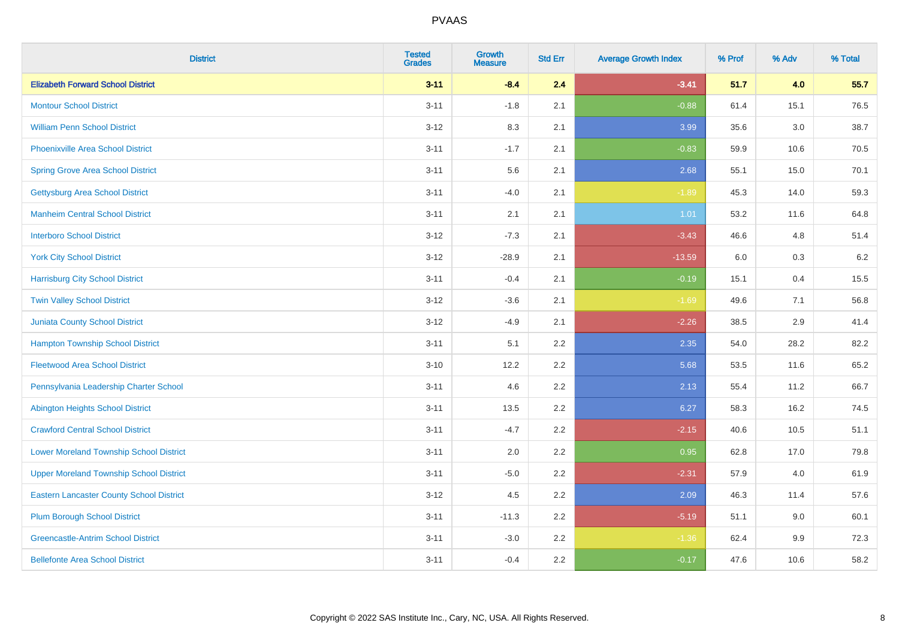# PVAAS

| District | Tested Grades | Growth Measure | Std Err | Average Growth Index | % Prof | % Adv | % Total |
|---|---|---|---|---|---|---|---|
| **Elizabeth Forward School District** | **3-11** | **-8.4** | **2.4** | **-3.41** | **51.7** | **4.0** | **55.7** |
| Montour School District | 3-11 | -1.8 | 2.1 | -0.88 | 61.4 | 15.1 | 76.5 |
| William Penn School District | 3-12 | 8.3 | 2.1 | 3.99 | 35.6 | 3.0 | 38.7 |
| Phoenixville Area School District | 3-11 | -1.7 | 2.1 | -0.83 | 59.9 | 10.6 | 70.5 |
| Spring Grove Area School District | 3-11 | 5.6 | 2.1 | 2.68 | 55.1 | 15.0 | 70.1 |
| Gettysburg Area School District | 3-11 | -4.0 | 2.1 | -1.89 | 45.3 | 14.0 | 59.3 |
| Manheim Central School District | 3-11 | 2.1 | 2.1 | 1.01 | 53.2 | 11.6 | 64.8 |
| Interboro School District | 3-12 | -7.3 | 2.1 | -3.43 | 46.6 | 4.8 | 51.4 |
| York City School District | 3-12 | -28.9 | 2.1 | -13.59 | 6.0 | 0.3 | 6.2 |
| Harrisburg City School District | 3-11 | -0.4 | 2.1 | -0.19 | 15.1 | 0.4 | 15.5 |
| Twin Valley School District | 3-12 | -3.6 | 2.1 | -1.69 | 49.6 | 7.1 | 56.8 |
| Juniata County School District | 3-12 | -4.9 | 2.1 | -2.26 | 38.5 | 2.9 | 41.4 |
| Hampton Township School District | 3-11 | 5.1 | 2.2 | 2.35 | 54.0 | 28.2 | 82.2 |
| Fleetwood Area School District | 3-10 | 12.2 | 2.2 | 5.68 | 53.5 | 11.6 | 65.2 |
| Pennsylvania Leadership Charter School | 3-11 | 4.6 | 2.2 | 2.13 | 55.4 | 11.2 | 66.7 |
| Abington Heights School District | 3-11 | 13.5 | 2.2 | 6.27 | 58.3 | 16.2 | 74.5 |
| Crawford Central School District | 3-11 | -4.7 | 2.2 | -2.15 | 40.6 | 10.5 | 51.1 |
| Lower Moreland Township School District | 3-11 | 2.0 | 2.2 | 0.95 | 62.8 | 17.0 | 79.8 |
| Upper Moreland Township School District | 3-11 | -5.0 | 2.2 | -2.31 | 57.9 | 4.0 | 61.9 |
| Eastern Lancaster County School District | 3-12 | 4.5 | 2.2 | 2.09 | 46.3 | 11.4 | 57.6 |
| Plum Borough School District | 3-11 | -11.3 | 2.2 | -5.19 | 51.1 | 9.0 | 60.1 |
| Greencastle-Antrim School District | 3-11 | -3.0 | 2.2 | -1.36 | 62.4 | 9.9 | 72.3 |
| Bellefonte Area School District | 3-11 | -0.4 | 2.2 | -0.17 | 47.6 | 10.6 | 58.2 |

Copyright © 2022 SAS Institute Inc., Cary, NC, USA. All Rights Reserved.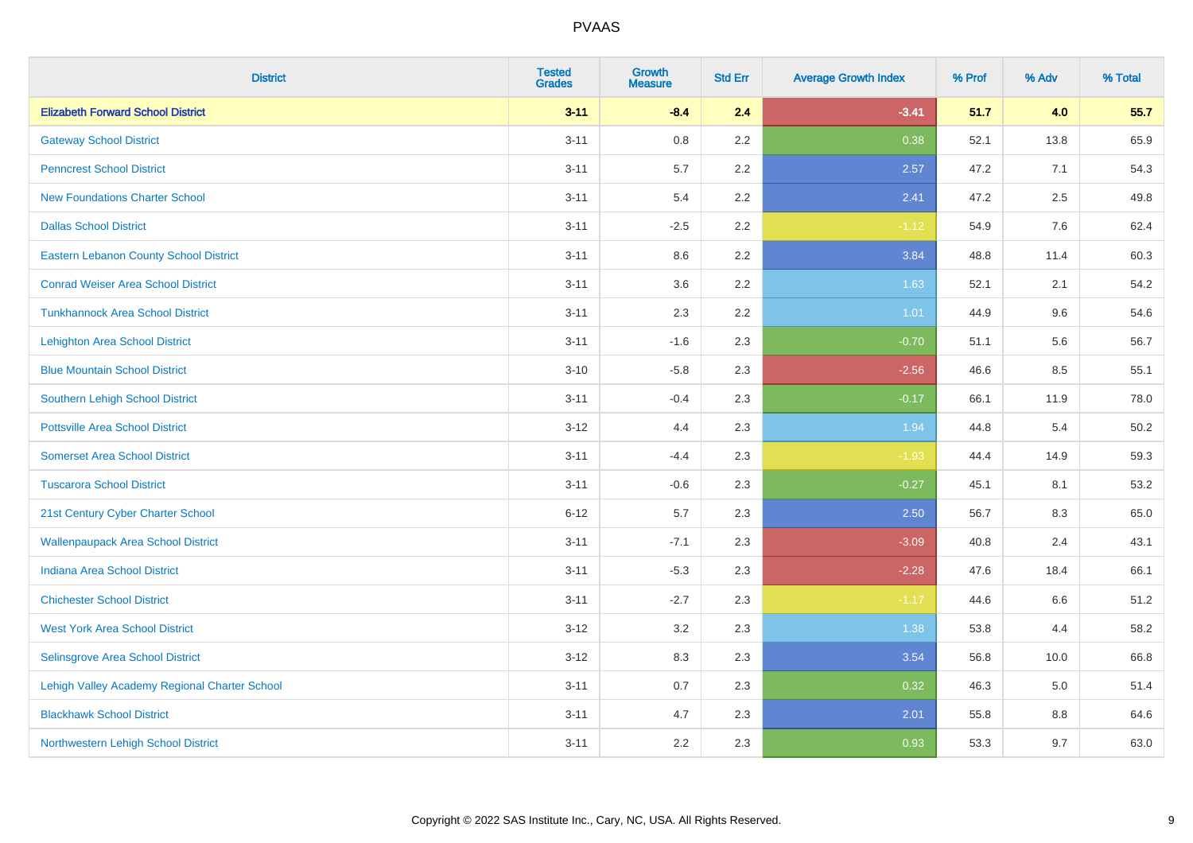# PVAAS

| District | Tested Grades | Growth Measure | Std Err | Average Growth Index | % Prof | % Adv | % Total |
|---|---|---|---|---|---|---|---|
| **Elizabeth Forward School District** | **3-11** | **-8.4** | **2.4** | **-3.41** | **51.7** | **4.0** | **55.7** |
| Gateway School District | 3-11 | 0.8 | 2.2 | 0.38 | 52.1 | 13.8 | 65.9 |
| Penncrest School District | 3-11 | 5.7 | 2.2 | 2.57 | 47.2 | 7.1 | 54.3 |
| New Foundations Charter School | 3-11 | 5.4 | 2.2 | 2.41 | 47.2 | 2.5 | 49.8 |
| Dallas School District | 3-11 | -2.5 | 2.2 | -1.12 | 54.9 | 7.6 | 62.4 |
| Eastern Lebanon County School District | 3-11 | 8.6 | 2.2 | 3.84 | 48.8 | 11.4 | 60.3 |
| Conrad Weiser Area School District | 3-11 | 3.6 | 2.2 | 1.63 | 52.1 | 2.1 | 54.2 |
| Tunkhannock Area School District | 3-11 | 2.3 | 2.2 | 1.01 | 44.9 | 9.6 | 54.6 |
| Lehighton Area School District | 3-11 | -1.6 | 2.3 | -0.70 | 51.1 | 5.6 | 56.7 |
| Blue Mountain School District | 3-10 | -5.8 | 2.3 | -2.56 | 46.6 | 8.5 | 55.1 |
| Southern Lehigh School District | 3-11 | -0.4 | 2.3 | -0.17 | 66.1 | 11.9 | 78.0 |
| Pottsville Area School District | 3-12 | 4.4 | 2.3 | 1.94 | 44.8 | 5.4 | 50.2 |
| Somerset Area School District | 3-11 | -4.4 | 2.3 | -1.93 | 44.4 | 14.9 | 59.3 |
| Tuscarora School District | 3-11 | -0.6 | 2.3 | -0.27 | 45.1 | 8.1 | 53.2 |
| 21st Century Cyber Charter School | 6-12 | 5.7 | 2.3 | 2.50 | 56.7 | 8.3 | 65.0 |
| Wallenpaupack Area School District | 3-11 | -7.1 | 2.3 | -3.09 | 40.8 | 2.4 | 43.1 |
| Indiana Area School District | 3-11 | -5.3 | 2.3 | -2.28 | 47.6 | 18.4 | 66.1 |
| Chichester School District | 3-11 | -2.7 | 2.3 | -1.17 | 44.6 | 6.6 | 51.2 |
| West York Area School District | 3-12 | 3.2 | 2.3 | 1.38 | 53.8 | 4.4 | 58.2 |
| Selinsgrove Area School District | 3-12 | 8.3 | 2.3 | 3.54 | 56.8 | 10.0 | 66.8 |
| Lehigh Valley Academy Regional Charter School | 3-11 | 0.7 | 2.3 | 0.32 | 46.3 | 5.0 | 51.4 |
| Blackhawk School District | 3-11 | 4.7 | 2.3 | 2.01 | 55.8 | 8.8 | 64.6 |
| Northwestern Lehigh School District | 3-11 | 2.2 | 2.3 | 0.93 | 53.3 | 9.7 | 63.0 |

Copyright © 2022 SAS Institute Inc., Cary, NC, USA. All Rights Reserved.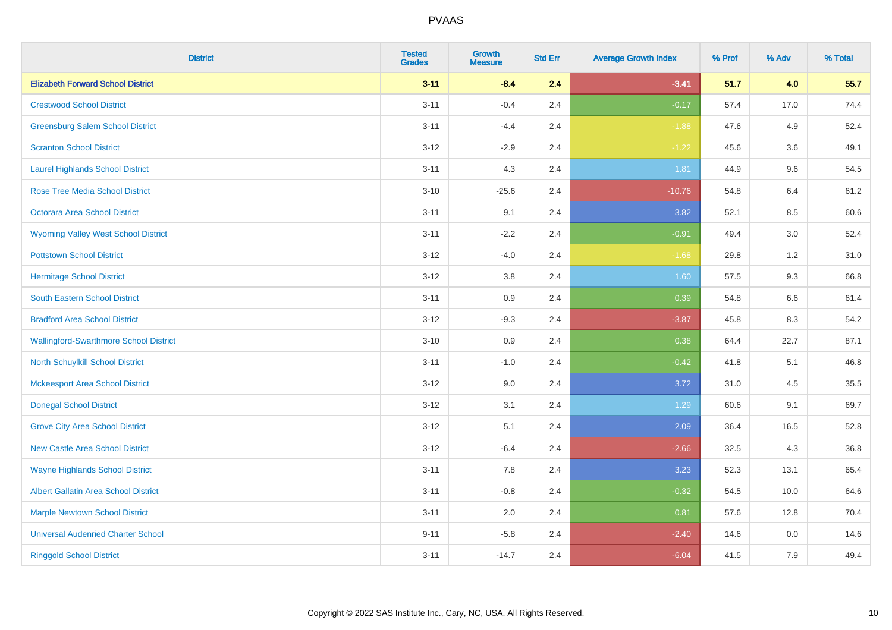| District | Tested Grades | Growth Measure | Std Err | Average Growth Index | % Prof | % Adv | % Total |
|---|---|---|---|---|---|---|---|
| **Elizabeth Forward School District** | **3-11** | **-8.4** | **2.4** | **-3.41** | **51.7** | **4.0** | **55.7** |
| Crestwood School District | 3-11 | -0.4 | 2.4 | -0.17 | 57.4 | 17.0 | 74.4 |
| Greensburg Salem School District | 3-11 | -4.4 | 2.4 | -1.88 | 47.6 | 4.9 | 52.4 |
| Scranton School District | 3-12 | -2.9 | 2.4 | -1.22 | 45.6 | 3.6 | 49.1 |
| Laurel Highlands School District | 3-11 | 4.3 | 2.4 | 1.81 | 44.9 | 9.6 | 54.5 |
| Rose Tree Media School District | 3-10 | -25.6 | 2.4 | -10.76 | 54.8 | 6.4 | 61.2 |
| Octorara Area School District | 3-11 | 9.1 | 2.4 | 3.82 | 52.1 | 8.5 | 60.6 |
| Wyoming Valley West School District | 3-11 | -2.2 | 2.4 | -0.91 | 49.4 | 3.0 | 52.4 |
| Pottstown School District | 3-12 | -4.0 | 2.4 | -1.68 | 29.8 | 1.2 | 31.0 |
| Hermitage School District | 3-12 | 3.8 | 2.4 | 1.60 | 57.5 | 9.3 | 66.8 |
| South Eastern School District | 3-11 | 0.9 | 2.4 | 0.39 | 54.8 | 6.6 | 61.4 |
| Bradford Area School District | 3-12 | -9.3 | 2.4 | -3.87 | 45.8 | 8.3 | 54.2 |
| Wallingford-Swarthmore School District | 3-10 | 0.9 | 2.4 | 0.38 | 64.4 | 22.7 | 87.1 |
| North Schuylkill School District | 3-11 | -1.0 | 2.4 | -0.42 | 41.8 | 5.1 | 46.8 |
| Mckeesport Area School District | 3-12 | 9.0 | 2.4 | 3.72 | 31.0 | 4.5 | 35.5 |
| Donegal School District | 3-12 | 3.1 | 2.4 | 1.29 | 60.6 | 9.1 | 69.7 |
| Grove City Area School District | 3-12 | 5.1 | 2.4 | 2.09 | 36.4 | 16.5 | 52.8 |
| New Castle Area School District | 3-12 | -6.4 | 2.4 | -2.66 | 32.5 | 4.3 | 36.8 |
| Wayne Highlands School District | 3-11 | 7.8 | 2.4 | 3.23 | 52.3 | 13.1 | 65.4 |
| Albert Gallatin Area School District | 3-11 | -0.8 | 2.4 | -0.32 | 54.5 | 10.0 | 64.6 |
| Marple Newtown School District | 3-11 | 2.0 | 2.4 | 0.81 | 57.6 | 12.8 | 70.4 |
| Universal Audenried Charter School | 9-11 | -5.8 | 2.4 | -2.40 | 14.6 | 0.0 | 14.6 |
| Ringgold School District | 3-11 | -14.7 | 2.4 | -6.04 | 41.5 | 7.9 | 49.4 |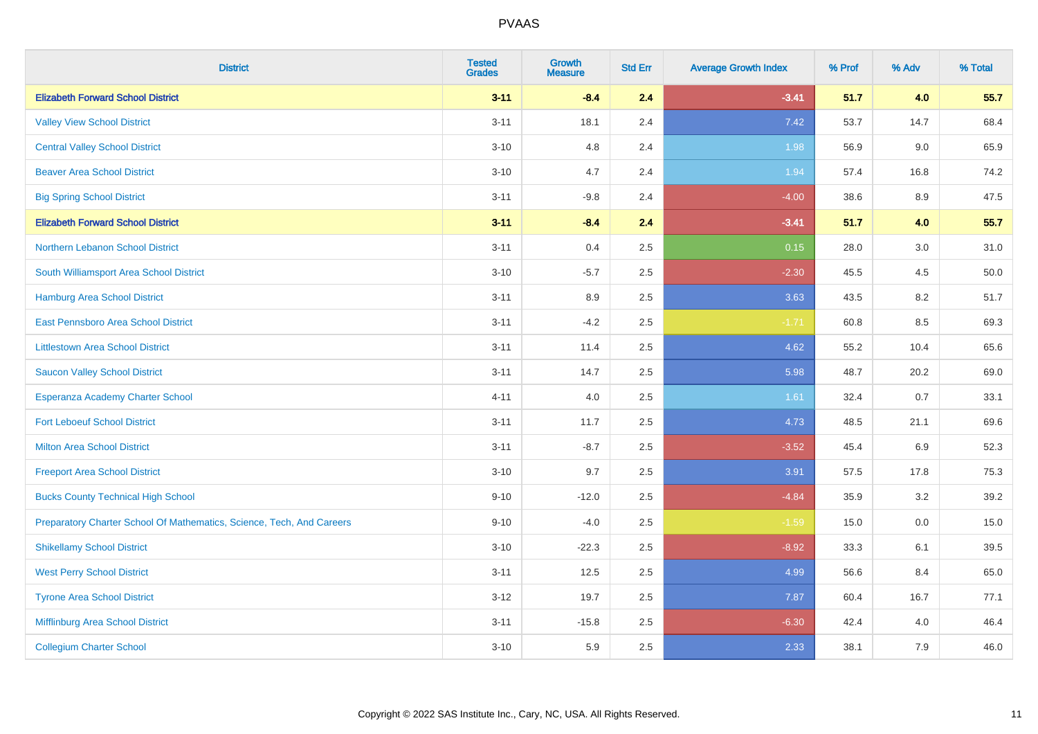# PVAAS

| District | Tested Grades | Growth Measure | Std Err | Average Growth Index | % Prof | % Adv | % Total |
|---|---|---|---|---|---|---|---|
| **Elizabeth Forward School District** | **3-11** | **-8.4** | **2.4** | **-3.41** | **51.7** | **4.0** | **55.7** |
| Valley View School District | 3-11 | 18.1 | 2.4 | 7.42 | 53.7 | 14.7 | 68.4 |
| Central Valley School District | 3-10 | 4.8 | 2.4 | 1.98 | 56.9 | 9.0 | 65.9 |
| Beaver Area School District | 3-10 | 4.7 | 2.4 | 1.94 | 57.4 | 16.8 | 74.2 |
| Big Spring School District | 3-11 | -9.8 | 2.4 | -4.00 | 38.6 | 8.9 | 47.5 |
| **Elizabeth Forward School District** | **3-11** | **-8.4** | **2.4** | **-3.41** | **51.7** | **4.0** | **55.7** |
| Northern Lebanon School District | 3-11 | 0.4 | 2.5 | 0.15 | 28.0 | 3.0 | 31.0 |
| South Williamsport Area School District | 3-10 | -5.7 | 2.5 | -2.30 | 45.5 | 4.5 | 50.0 |
| Hamburg Area School District | 3-11 | 8.9 | 2.5 | 3.63 | 43.5 | 8.2 | 51.7 |
| East Pennsboro Area School District | 3-11 | -4.2 | 2.5 | -1.71 | 60.8 | 8.5 | 69.3 |
| Littlestown Area School District | 3-11 | 11.4 | 2.5 | 4.62 | 55.2 | 10.4 | 65.6 |
| Saucon Valley School District | 3-11 | 14.7 | 2.5 | 5.98 | 48.7 | 20.2 | 69.0 |
| Esperanza Academy Charter School | 4-11 | 4.0 | 2.5 | 1.61 | 32.4 | 0.7 | 33.1 |
| Fort Leboeuf School District | 3-11 | 11.7 | 2.5 | 4.73 | 48.5 | 21.1 | 69.6 |
| Milton Area School District | 3-11 | -8.7 | 2.5 | -3.52 | 45.4 | 6.9 | 52.3 |
| Freeport Area School District | 3-10 | 9.7 | 2.5 | 3.91 | 57.5 | 17.8 | 75.3 |
| Bucks County Technical High School | 9-10 | -12.0 | 2.5 | -4.84 | 35.9 | 3.2 | 39.2 |
| Preparatory Charter School Of Mathematics, Science, Tech, And Careers | 9-10 | -4.0 | 2.5 | -1.59 | 15.0 | 0.0 | 15.0 |
| Shikellamy School District | 3-10 | -22.3 | 2.5 | -8.92 | 33.3 | 6.1 | 39.5 |
| West Perry School District | 3-11 | 12.5 | 2.5 | 4.99 | 56.6 | 8.4 | 65.0 |
| Tyrone Area School District | 3-12 | 19.7 | 2.5 | 7.87 | 60.4 | 16.7 | 77.1 |
| Mifflinburg Area School District | 3-11 | -15.8 | 2.5 | -6.30 | 42.4 | 4.0 | 46.4 |
| Collegium Charter School | 3-10 | 5.9 | 2.5 | 2.33 | 38.1 | 7.9 | 46.0 |

Copyright © 2022 SAS Institute Inc., Cary, NC, USA. All Rights Reserved.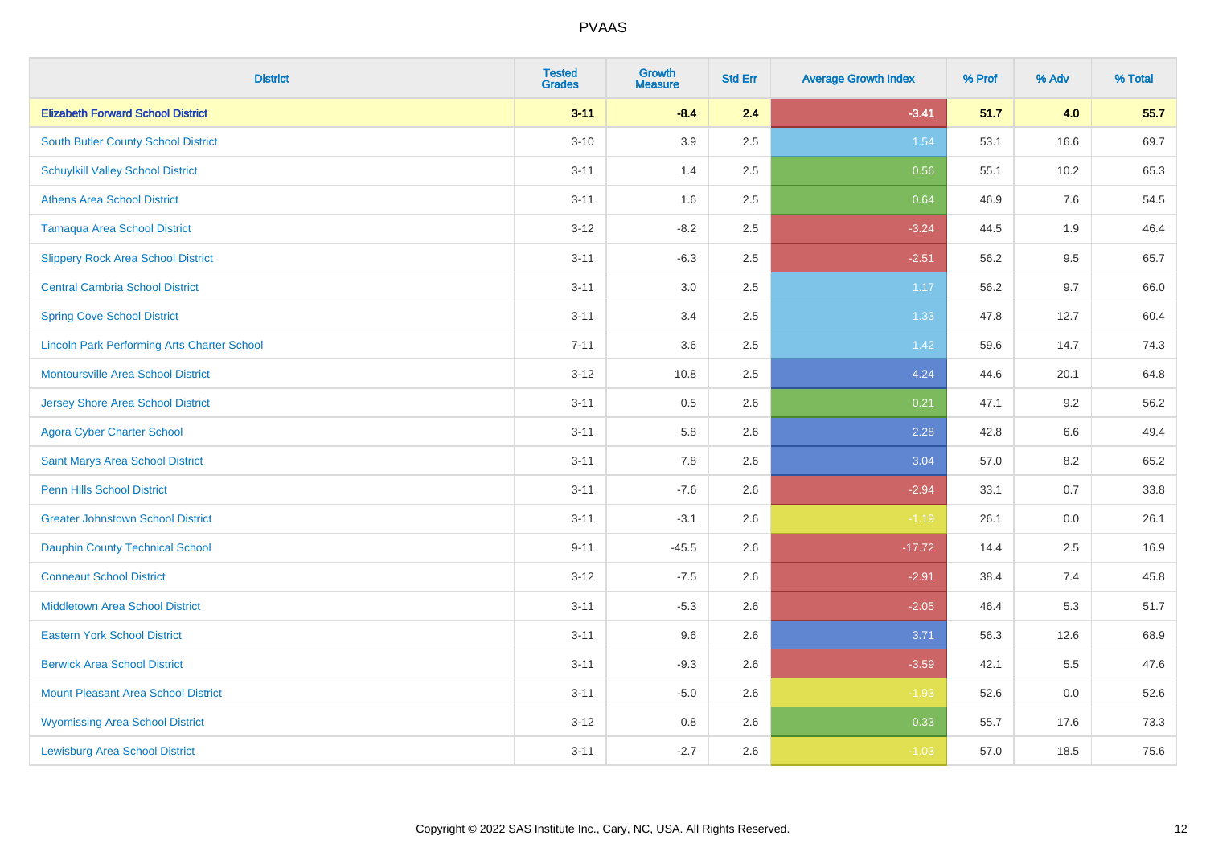# PVAAS

| District | Tested Grades | Growth Measure | Std Err | Average Growth Index | % Prof | % Adv | % Total |
|---|---|---|---|---|---|---|---|
| **Elizabeth Forward School District** | **3-11** | **-8.4** | **2.4** | **-3.41** | **51.7** | **4.0** | **55.7** |
| South Butler County School District | 3-10 | 3.9 | 2.5 | 1.54 | 53.1 | 16.6 | 69.7 |
| Schuylkill Valley School District | 3-11 | 1.4 | 2.5 | 0.56 | 55.1 | 10.2 | 65.3 |
| Athens Area School District | 3-11 | 1.6 | 2.5 | 0.64 | 46.9 | 7.6 | 54.5 |
| Tamaqua Area School District | 3-12 | -8.2 | 2.5 | -3.24 | 44.5 | 1.9 | 46.4 |
| Slippery Rock Area School District | 3-11 | -6.3 | 2.5 | -2.51 | 56.2 | 9.5 | 65.7 |
| Central Cambria School District | 3-11 | 3.0 | 2.5 | 1.17 | 56.2 | 9.7 | 66.0 |
| Spring Cove School District | 3-11 | 3.4 | 2.5 | 1.33 | 47.8 | 12.7 | 60.4 |
| Lincoln Park Performing Arts Charter School | 7-11 | 3.6 | 2.5 | 1.42 | 59.6 | 14.7 | 74.3 |
| Montoursville Area School District | 3-12 | 10.8 | 2.5 | 4.24 | 44.6 | 20.1 | 64.8 |
| Jersey Shore Area School District | 3-11 | 0.5 | 2.6 | 0.21 | 47.1 | 9.2 | 56.2 |
| Agora Cyber Charter School | 3-11 | 5.8 | 2.6 | 2.28 | 42.8 | 6.6 | 49.4 |
| Saint Marys Area School District | 3-11 | 7.8 | 2.6 | 3.04 | 57.0 | 8.2 | 65.2 |
| Penn Hills School District | 3-11 | -7.6 | 2.6 | -2.94 | 33.1 | 0.7 | 33.8 |
| Greater Johnstown School District | 3-11 | -3.1 | 2.6 | -1.19 | 26.1 | 0.0 | 26.1 |
| Dauphin County Technical School | 9-11 | -45.5 | 2.6 | -17.72 | 14.4 | 2.5 | 16.9 |
| Conneaut School District | 3-12 | -7.5 | 2.6 | -2.91 | 38.4 | 7.4 | 45.8 |
| Middletown Area School District | 3-11 | -5.3 | 2.6 | -2.05 | 46.4 | 5.3 | 51.7 |
| Eastern York School District | 3-11 | 9.6 | 2.6 | 3.71 | 56.3 | 12.6 | 68.9 |
| Berwick Area School District | 3-11 | -9.3 | 2.6 | -3.59 | 42.1 | 5.5 | 47.6 |
| Mount Pleasant Area School District | 3-11 | -5.0 | 2.6 | -1.93 | 52.6 | 0.0 | 52.6 |
| Wyomissing Area School District | 3-12 | 0.8 | 2.6 | 0.33 | 55.7 | 17.6 | 73.3 |
| Lewisburg Area School District | 3-11 | -2.7 | 2.6 | -1.03 | 57.0 | 18.5 | 75.6 |

Copyright © 2022 SAS Institute Inc., Cary, NC, USA. All Rights Reserved.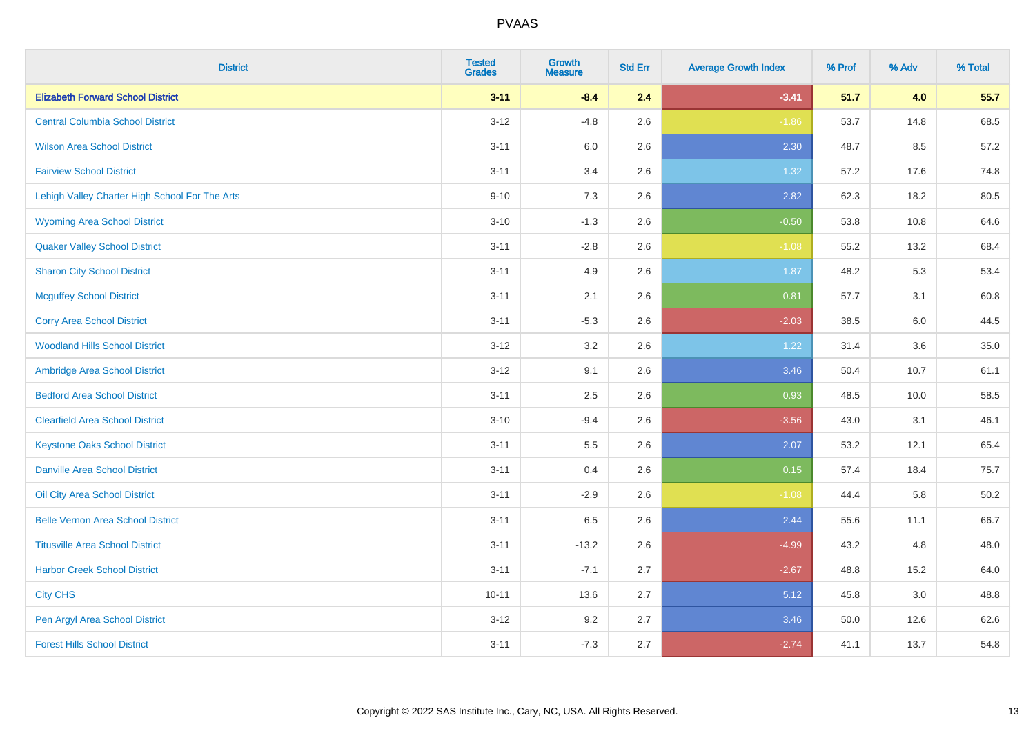# PVAAS

| District | Tested Grades | Growth Measure | Std Err | Average Growth Index | % Prof | % Adv | % Total |
|---|---|---|---|---|---|---|---|
| **Elizabeth Forward School District** | **3-11** | **-8.4** | **2.4** | **-3.41** | **51.7** | **4.0** | **55.7** |
| Central Columbia School District | 3-12 | -4.8 | 2.6 | -1.86 | 53.7 | 14.8 | 68.5 |
| Wilson Area School District | 3-11 | 6.0 | 2.6 | 2.30 | 48.7 | 8.5 | 57.2 |
| Fairview School District | 3-11 | 3.4 | 2.6 | 1.32 | 57.2 | 17.6 | 74.8 |
| Lehigh Valley Charter High School For The Arts | 9-10 | 7.3 | 2.6 | 2.82 | 62.3 | 18.2 | 80.5 |
| Wyoming Area School District | 3-10 | -1.3 | 2.6 | -0.50 | 53.8 | 10.8 | 64.6 |
| Quaker Valley School District | 3-11 | -2.8 | 2.6 | -1.08 | 55.2 | 13.2 | 68.4 |
| Sharon City School District | 3-11 | 4.9 | 2.6 | 1.87 | 48.2 | 5.3 | 53.4 |
| Mcguffey School District | 3-11 | 2.1 | 2.6 | 0.81 | 57.7 | 3.1 | 60.8 |
| Corry Area School District | 3-11 | -5.3 | 2.6 | -2.03 | 38.5 | 6.0 | 44.5 |
| Woodland Hills School District | 3-12 | 3.2 | 2.6 | 1.22 | 31.4 | 3.6 | 35.0 |
| Ambridge Area School District | 3-12 | 9.1 | 2.6 | 3.46 | 50.4 | 10.7 | 61.1 |
| Bedford Area School District | 3-11 | 2.5 | 2.6 | 0.93 | 48.5 | 10.0 | 58.5 |
| Clearfield Area School District | 3-10 | -9.4 | 2.6 | -3.56 | 43.0 | 3.1 | 46.1 |
| Keystone Oaks School District | 3-11 | 5.5 | 2.6 | 2.07 | 53.2 | 12.1 | 65.4 |
| Danville Area School District | 3-11 | 0.4 | 2.6 | 0.15 | 57.4 | 18.4 | 75.7 |
| Oil City Area School District | 3-11 | -2.9 | 2.6 | -1.08 | 44.4 | 5.8 | 50.2 |
| Belle Vernon Area School District | 3-11 | 6.5 | 2.6 | 2.44 | 55.6 | 11.1 | 66.7 |
| Titusville Area School District | 3-11 | -13.2 | 2.6 | -4.99 | 43.2 | 4.8 | 48.0 |
| Harbor Creek School District | 3-11 | -7.1 | 2.7 | -2.67 | 48.8 | 15.2 | 64.0 |
| City CHS | 10-11 | 13.6 | 2.7 | 5.12 | 45.8 | 3.0 | 48.8 |
| Pen Argyl Area School District | 3-12 | 9.2 | 2.7 | 3.46 | 50.0 | 12.6 | 62.6 |
| Forest Hills School District | 3-11 | -7.3 | 2.7 | -2.74 | 41.1 | 13.7 | 54.8 |

Copyright © 2022 SAS Institute Inc., Cary, NC, USA. All Rights Reserved.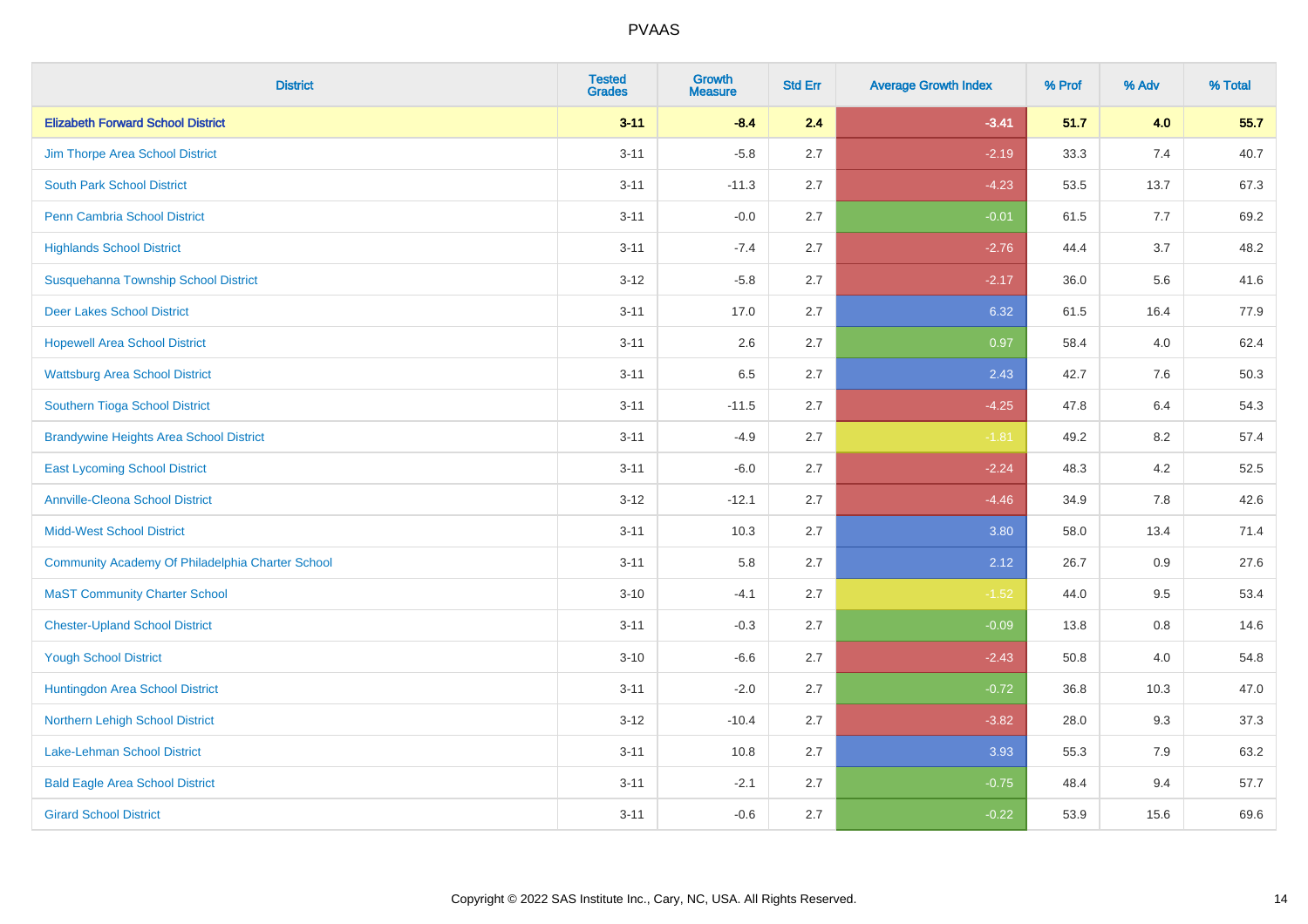# PVAAS

| District | Tested Grades | Growth Measure | Std Err | Average Growth Index | % Prof | % Adv | % Total |
|---|---|---|---|---|---|---|---|
| **Elizabeth Forward School District** | **3-11** | **-8.4** | **2.4** | **-3.41** | **51.7** | **4.0** | **55.7** |
| Jim Thorpe Area School District | 3-11 | -5.8 | 2.7 | -2.19 | 33.3 | 7.4 | 40.7 |
| South Park School District | 3-11 | -11.3 | 2.7 | -4.23 | 53.5 | 13.7 | 67.3 |
| Penn Cambria School District | 3-11 | -0.0 | 2.7 | -0.01 | 61.5 | 7.7 | 69.2 |
| Highlands School District | 3-11 | -7.4 | 2.7 | -2.76 | 44.4 | 3.7 | 48.2 |
| Susquehanna Township School District | 3-12 | -5.8 | 2.7 | -2.17 | 36.0 | 5.6 | 41.6 |
| Deer Lakes School District | 3-11 | 17.0 | 2.7 | 6.32 | 61.5 | 16.4 | 77.9 |
| Hopewell Area School District | 3-11 | 2.6 | 2.7 | 0.97 | 58.4 | 4.0 | 62.4 |
| Wattsburg Area School District | 3-11 | 6.5 | 2.7 | 2.43 | 42.7 | 7.6 | 50.3 |
| Southern Tioga School District | 3-11 | -11.5 | 2.7 | -4.25 | 47.8 | 6.4 | 54.3 |
| Brandywine Heights Area School District | 3-11 | -4.9 | 2.7 | -1.81 | 49.2 | 8.2 | 57.4 |
| East Lycoming School District | 3-11 | -6.0 | 2.7 | -2.24 | 48.3 | 4.2 | 52.5 |
| Annville-Cleona School District | 3-12 | -12.1 | 2.7 | -4.46 | 34.9 | 7.8 | 42.6 |
| Midd-West School District | 3-11 | 10.3 | 2.7 | 3.80 | 58.0 | 13.4 | 71.4 |
| Community Academy Of Philadelphia Charter School | 3-11 | 5.8 | 2.7 | 2.12 | 26.7 | 0.9 | 27.6 |
| MaST Community Charter School | 3-10 | -4.1 | 2.7 | -1.52 | 44.0 | 9.5 | 53.4 |
| Chester-Upland School District | 3-11 | -0.3 | 2.7 | -0.09 | 13.8 | 0.8 | 14.6 |
| Yough School District | 3-10 | -6.6 | 2.7 | -2.43 | 50.8 | 4.0 | 54.8 |
| Huntingdon Area School District | 3-11 | -2.0 | 2.7 | -0.72 | 36.8 | 10.3 | 47.0 |
| Northern Lehigh School District | 3-12 | -10.4 | 2.7 | -3.82 | 28.0 | 9.3 | 37.3 |
| Lake-Lehman School District | 3-11 | 10.8 | 2.7 | 3.93 | 55.3 | 7.9 | 63.2 |
| Bald Eagle Area School District | 3-11 | -2.1 | 2.7 | -0.75 | 48.4 | 9.4 | 57.7 |
| Girard School District | 3-11 | -0.6 | 2.7 | -0.22 | 53.9 | 15.6 | 69.6 |

Copyright © 2022 SAS Institute Inc., Cary, NC, USA. All Rights Reserved.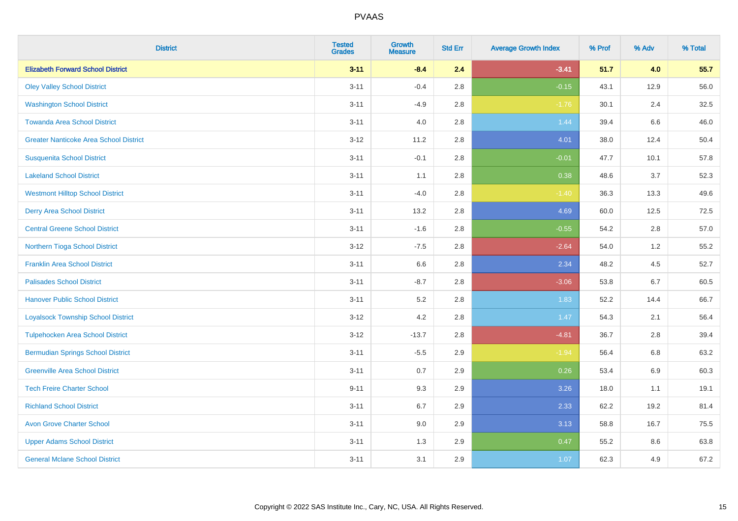| District | Tested Grades | Growth Measure | Std Err | Average Growth Index | % Prof | % Adv | % Total |
|---|---|---|---|---|---|---|---|
| **Elizabeth Forward School District** | **3-11** | **-8.4** | **2.4** | **-3.41** | **51.7** | **4.0** | **55.7** |
| Oley Valley School District | 3-11 | -0.4 | 2.8 | -0.15 | 43.1 | 12.9 | 56.0 |
| Washington School District | 3-11 | -4.9 | 2.8 | -1.76 | 30.1 | 2.4 | 32.5 |
| Towanda Area School District | 3-11 | 4.0 | 2.8 | 1.44 | 39.4 | 6.6 | 46.0 |
| Greater Nanticoke Area School District | 3-12 | 11.2 | 2.8 | 4.01 | 38.0 | 12.4 | 50.4 |
| Susquenita School District | 3-11 | -0.1 | 2.8 | -0.01 | 47.7 | 10.1 | 57.8 |
| Lakeland School District | 3-11 | 1.1 | 2.8 | 0.38 | 48.6 | 3.7 | 52.3 |
| Westmont Hilltop School District | 3-11 | -4.0 | 2.8 | -1.40 | 36.3 | 13.3 | 49.6 |
| Derry Area School District | 3-11 | 13.2 | 2.8 | 4.69 | 60.0 | 12.5 | 72.5 |
| Central Greene School District | 3-11 | -1.6 | 2.8 | -0.55 | 54.2 | 2.8 | 57.0 |
| Northern Tioga School District | 3-12 | -7.5 | 2.8 | -2.64 | 54.0 | 1.2 | 55.2 |
| Franklin Area School District | 3-11 | 6.6 | 2.8 | 2.34 | 48.2 | 4.5 | 52.7 |
| Palisades School District | 3-11 | -8.7 | 2.8 | -3.06 | 53.8 | 6.7 | 60.5 |
| Hanover Public School District | 3-11 | 5.2 | 2.8 | 1.83 | 52.2 | 14.4 | 66.7 |
| Loyalsock Township School District | 3-12 | 4.2 | 2.8 | 1.47 | 54.3 | 2.1 | 56.4 |
| Tulpehocken Area School District | 3-12 | -13.7 | 2.8 | -4.81 | 36.7 | 2.8 | 39.4 |
| Bermudian Springs School District | 3-11 | -5.5 | 2.9 | -1.94 | 56.4 | 6.8 | 63.2 |
| Greenville Area School District | 3-11 | 0.7 | 2.9 | 0.26 | 53.4 | 6.9 | 60.3 |
| Tech Freire Charter School | 9-11 | 9.3 | 2.9 | 3.26 | 18.0 | 1.1 | 19.1 |
| Richland School District | 3-11 | 6.7 | 2.9 | 2.33 | 62.2 | 19.2 | 81.4 |
| Avon Grove Charter School | 3-11 | 9.0 | 2.9 | 3.13 | 58.8 | 16.7 | 75.5 |
| Upper Adams School District | 3-11 | 1.3 | 2.9 | 0.47 | 55.2 | 8.6 | 63.8 |
| General Mclane School District | 3-11 | 3.1 | 2.9 | 1.07 | 62.3 | 4.9 | 67.2 |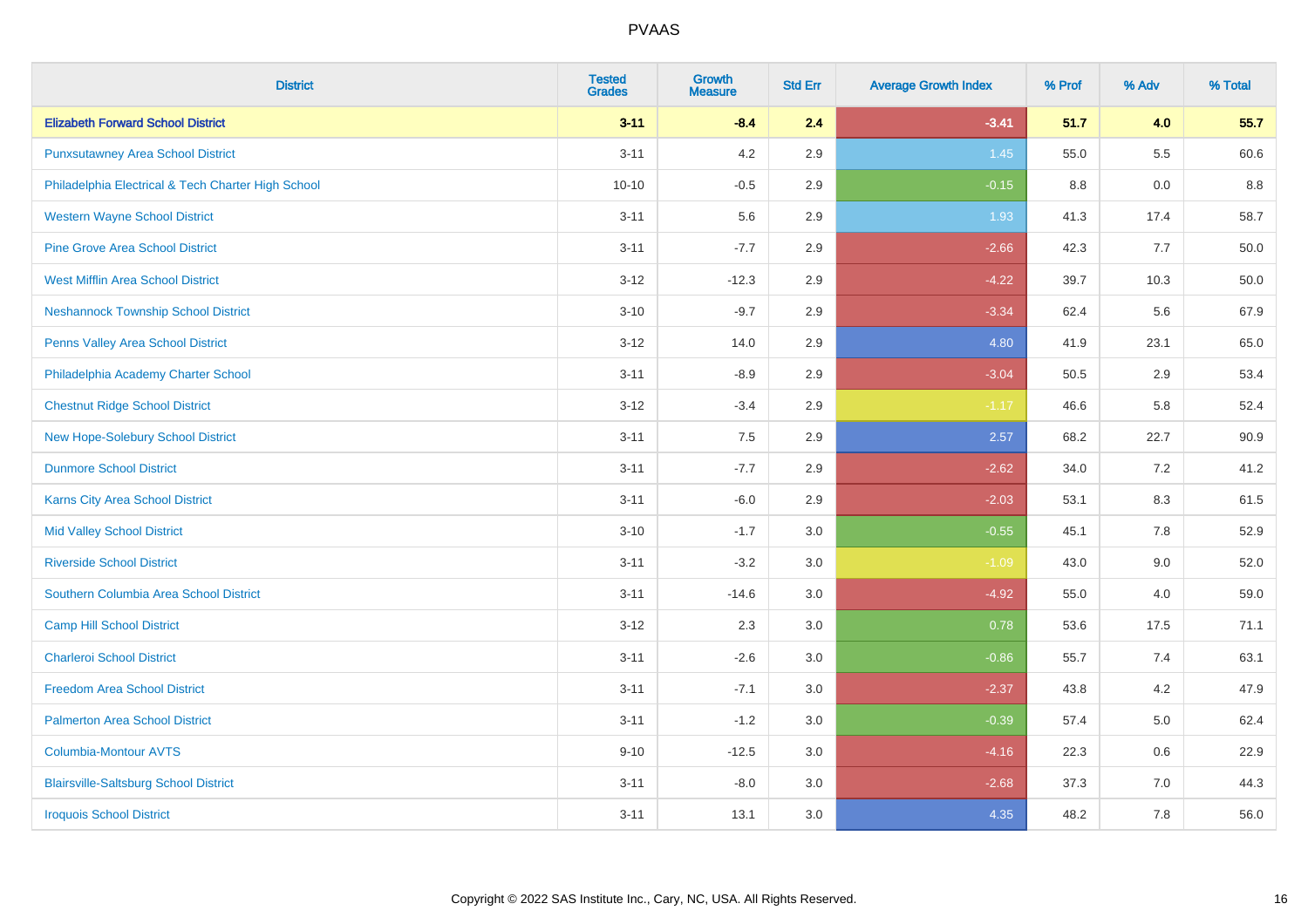# PVAAS

| District | Tested Grades | Growth Measure | Std Err | Average Growth Index | % Prof | % Adv | % Total |
|---|---|---|---|---|---|---|---|
| **Elizabeth Forward School District** | **3-11** | **-8.4** | **2.4** | **-3.41** | **51.7** | **4.0** | **55.7** |
| Punxsutawney Area School District | 3-11 | 4.2 | 2.9 | 1.45 | 55.0 | 5.5 | 60.6 |
| Philadelphia Electrical & Tech Charter High School | 10-10 | -0.5 | 2.9 | -0.15 | 8.8 | 0.0 | 8.8 |
| Western Wayne School District | 3-11 | 5.6 | 2.9 | 1.93 | 41.3 | 17.4 | 58.7 |
| Pine Grove Area School District | 3-11 | -7.7 | 2.9 | -2.66 | 42.3 | 7.7 | 50.0 |
| West Mifflin Area School District | 3-12 | -12.3 | 2.9 | -4.22 | 39.7 | 10.3 | 50.0 |
| Neshannock Township School District | 3-10 | -9.7 | 2.9 | -3.34 | 62.4 | 5.6 | 67.9 |
| Penns Valley Area School District | 3-12 | 14.0 | 2.9 | 4.80 | 41.9 | 23.1 | 65.0 |
| Philadelphia Academy Charter School | 3-11 | -8.9 | 2.9 | -3.04 | 50.5 | 2.9 | 53.4 |
| Chestnut Ridge School District | 3-12 | -3.4 | 2.9 | -1.17 | 46.6 | 5.8 | 52.4 |
| New Hope-Solebury School District | 3-11 | 7.5 | 2.9 | 2.57 | 68.2 | 22.7 | 90.9 |
| Dunmore School District | 3-11 | -7.7 | 2.9 | -2.62 | 34.0 | 7.2 | 41.2 |
| Karns City Area School District | 3-11 | -6.0 | 2.9 | -2.03 | 53.1 | 8.3 | 61.5 |
| Mid Valley School District | 3-10 | -1.7 | 3.0 | -0.55 | 45.1 | 7.8 | 52.9 |
| Riverside School District | 3-11 | -3.2 | 3.0 | -1.09 | 43.0 | 9.0 | 52.0 |
| Southern Columbia Area School District | 3-11 | -14.6 | 3.0 | -4.92 | 55.0 | 4.0 | 59.0 |
| Camp Hill School District | 3-12 | 2.3 | 3.0 | 0.78 | 53.6 | 17.5 | 71.1 |
| Charleroi School District | 3-11 | -2.6 | 3.0 | -0.86 | 55.7 | 7.4 | 63.1 |
| Freedom Area School District | 3-11 | -7.1 | 3.0 | -2.37 | 43.8 | 4.2 | 47.9 |
| Palmerton Area School District | 3-11 | -1.2 | 3.0 | -0.39 | 57.4 | 5.0 | 62.4 |
| Columbia-Montour AVTS | 9-10 | -12.5 | 3.0 | -4.16 | 22.3 | 0.6 | 22.9 |
| Blairsville-Saltsburg School District | 3-11 | -8.0 | 3.0 | -2.68 | 37.3 | 7.0 | 44.3 |
| Iroquois School District | 3-11 | 13.1 | 3.0 | 4.35 | 48.2 | 7.8 | 56.0 |

Copyright © 2022 SAS Institute Inc., Cary, NC, USA. All Rights Reserved.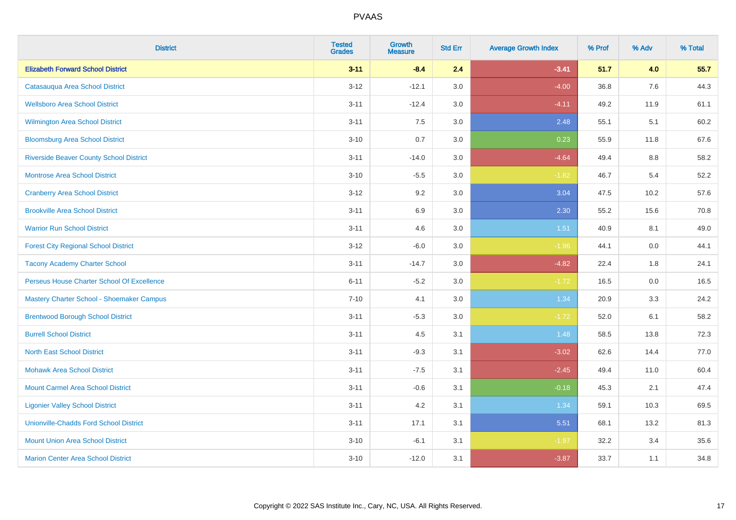# PVAAS

| District | Tested Grades | Growth Measure | Std Err | Average Growth Index | % Prof | % Adv | % Total |
|---|---|---|---|---|---|---|---|
| **Elizabeth Forward School District** | **3-11** | **-8.4** | **2.4** | **-3.41** | **51.7** | **4.0** | **55.7** |
| Catasauqua Area School District | 3-12 | -12.1 | 3.0 | -4.00 | 36.8 | 7.6 | 44.3 |
| Wellsboro Area School District | 3-11 | -12.4 | 3.0 | -4.11 | 49.2 | 11.9 | 61.1 |
| Wilmington Area School District | 3-11 | 7.5 | 3.0 | 2.48 | 55.1 | 5.1 | 60.2 |
| Bloomsburg Area School District | 3-10 | 0.7 | 3.0 | 0.23 | 55.9 | 11.8 | 67.6 |
| Riverside Beaver County School District | 3-11 | -14.0 | 3.0 | -4.64 | 49.4 | 8.8 | 58.2 |
| Montrose Area School District | 3-10 | -5.5 | 3.0 | -1.82 | 46.7 | 5.4 | 52.2 |
| Cranberry Area School District | 3-12 | 9.2 | 3.0 | 3.04 | 47.5 | 10.2 | 57.6 |
| Brookville Area School District | 3-11 | 6.9 | 3.0 | 2.30 | 55.2 | 15.6 | 70.8 |
| Warrior Run School District | 3-11 | 4.6 | 3.0 | 1.51 | 40.9 | 8.1 | 49.0 |
| Forest City Regional School District | 3-12 | -6.0 | 3.0 | -1.96 | 44.1 | 0.0 | 44.1 |
| Tacony Academy Charter School | 3-11 | -14.7 | 3.0 | -4.82 | 22.4 | 1.8 | 24.1 |
| Perseus House Charter School Of Excellence | 6-11 | -5.2 | 3.0 | -1.72 | 16.5 | 0.0 | 16.5 |
| Mastery Charter School - Shoemaker Campus | 7-10 | 4.1 | 3.0 | 1.34 | 20.9 | 3.3 | 24.2 |
| Brentwood Borough School District | 3-11 | -5.3 | 3.0 | -1.72 | 52.0 | 6.1 | 58.2 |
| Burrell School District | 3-11 | 4.5 | 3.1 | 1.48 | 58.5 | 13.8 | 72.3 |
| North East School District | 3-11 | -9.3 | 3.1 | -3.02 | 62.6 | 14.4 | 77.0 |
| Mohawk Area School District | 3-11 | -7.5 | 3.1 | -2.45 | 49.4 | 11.0 | 60.4 |
| Mount Carmel Area School District | 3-11 | -0.6 | 3.1 | -0.18 | 45.3 | 2.1 | 47.4 |
| Ligonier Valley School District | 3-11 | 4.2 | 3.1 | 1.34 | 59.1 | 10.3 | 69.5 |
| Unionville-Chadds Ford School District | 3-11 | 17.1 | 3.1 | 5.51 | 68.1 | 13.2 | 81.3 |
| Mount Union Area School District | 3-10 | -6.1 | 3.1 | -1.97 | 32.2 | 3.4 | 35.6 |
| Marion Center Area School District | 3-10 | -12.0 | 3.1 | -3.87 | 33.7 | 1.1 | 34.8 |

Copyright © 2022 SAS Institute Inc., Cary, NC, USA. All Rights Reserved.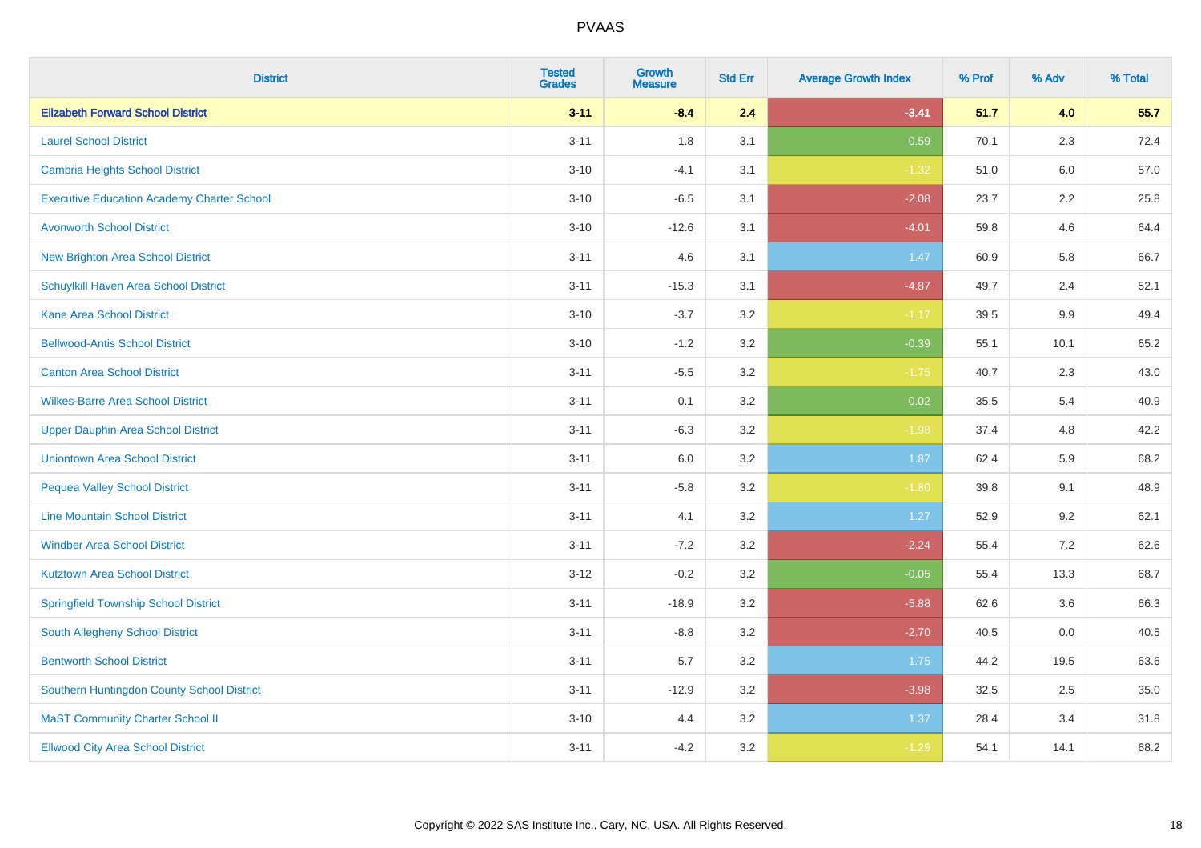# PVAAS

| District | Tested Grades | Growth Measure | Std Err | Average Growth Index | % Prof | % Adv | % Total |
|---|---|---|---|---|---|---|---|
| **Elizabeth Forward School District** | **3-11** | **-8.4** | **2.4** | **-3.41** | **51.7** | **4.0** | **55.7** |
| Laurel School District | 3-11 | 1.8 | 3.1 | 0.59 | 70.1 | 2.3 | 72.4 |
| Cambria Heights School District | 3-10 | -4.1 | 3.1 | -1.32 | 51.0 | 6.0 | 57.0 |
| Executive Education Academy Charter School | 3-10 | -6.5 | 3.1 | -2.08 | 23.7 | 2.2 | 25.8 |
| Avonworth School District | 3-10 | -12.6 | 3.1 | -4.01 | 59.8 | 4.6 | 64.4 |
| New Brighton Area School District | 3-11 | 4.6 | 3.1 | 1.47 | 60.9 | 5.8 | 66.7 |
| Schuylkill Haven Area School District | 3-11 | -15.3 | 3.1 | -4.87 | 49.7 | 2.4 | 52.1 |
| Kane Area School District | 3-10 | -3.7 | 3.2 | -1.17 | 39.5 | 9.9 | 49.4 |
| Bellwood-Antis School District | 3-10 | -1.2 | 3.2 | -0.39 | 55.1 | 10.1 | 65.2 |
| Canton Area School District | 3-11 | -5.5 | 3.2 | -1.75 | 40.7 | 2.3 | 43.0 |
| Wilkes-Barre Area School District | 3-11 | 0.1 | 3.2 | 0.02 | 35.5 | 5.4 | 40.9 |
| Upper Dauphin Area School District | 3-11 | -6.3 | 3.2 | -1.98 | 37.4 | 4.8 | 42.2 |
| Uniontown Area School District | 3-11 | 6.0 | 3.2 | 1.87 | 62.4 | 5.9 | 68.2 |
| Pequea Valley School District | 3-11 | -5.8 | 3.2 | -1.80 | 39.8 | 9.1 | 48.9 |
| Line Mountain School District | 3-11 | 4.1 | 3.2 | 1.27 | 52.9 | 9.2 | 62.1 |
| Windber Area School District | 3-11 | -7.2 | 3.2 | -2.24 | 55.4 | 7.2 | 62.6 |
| Kutztown Area School District | 3-12 | -0.2 | 3.2 | -0.05 | 55.4 | 13.3 | 68.7 |
| Springfield Township School District | 3-11 | -18.9 | 3.2 | -5.88 | 62.6 | 3.6 | 66.3 |
| South Allegheny School District | 3-11 | -8.8 | 3.2 | -2.70 | 40.5 | 0.0 | 40.5 |
| Bentworth School District | 3-11 | 5.7 | 3.2 | 1.75 | 44.2 | 19.5 | 63.6 |
| Southern Huntingdon County School District | 3-11 | -12.9 | 3.2 | -3.98 | 32.5 | 2.5 | 35.0 |
| MaST Community Charter School II | 3-10 | 4.4 | 3.2 | 1.37 | 28.4 | 3.4 | 31.8 |
| Ellwood City Area School District | 3-11 | -4.2 | 3.2 | -1.29 | 54.1 | 14.1 | 68.2 |

Copyright © 2022 SAS Institute Inc., Cary, NC, USA. All Rights Reserved.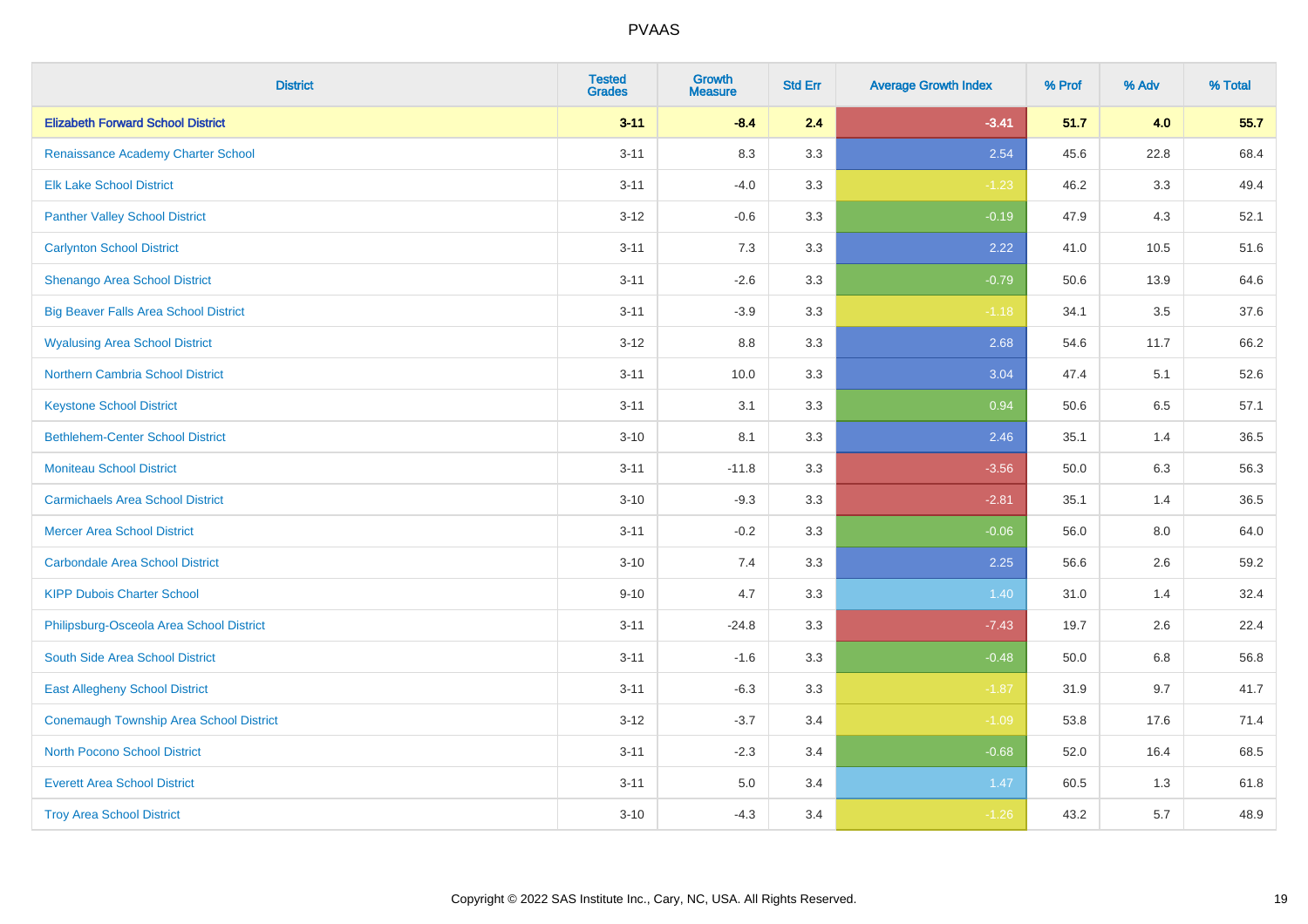# PVAAS

| District | Tested Grades | Growth Measure | Std Err | Average Growth Index | % Prof | % Adv | % Total |
|---|---|---|---|---|---|---|---|
| **Elizabeth Forward School District** | **3-11** | **-8.4** | **2.4** | **-3.41** | **51.7** | **4.0** | **55.7** |
| Renaissance Academy Charter School | 3-11 | 8.3 | 3.3 | 2.54 | 45.6 | 22.8 | 68.4 |
| Elk Lake School District | 3-11 | -4.0 | 3.3 | -1.23 | 46.2 | 3.3 | 49.4 |
| Panther Valley School District | 3-12 | -0.6 | 3.3 | -0.19 | 47.9 | 4.3 | 52.1 |
| Carlynton School District | 3-11 | 7.3 | 3.3 | 2.22 | 41.0 | 10.5 | 51.6 |
| Shenango Area School District | 3-11 | -2.6 | 3.3 | -0.79 | 50.6 | 13.9 | 64.6 |
| Big Beaver Falls Area School District | 3-11 | -3.9 | 3.3 | -1.18 | 34.1 | 3.5 | 37.6 |
| Wyalusing Area School District | 3-12 | 8.8 | 3.3 | 2.68 | 54.6 | 11.7 | 66.2 |
| Northern Cambria School District | 3-11 | 10.0 | 3.3 | 3.04 | 47.4 | 5.1 | 52.6 |
| Keystone School District | 3-11 | 3.1 | 3.3 | 0.94 | 50.6 | 6.5 | 57.1 |
| Bethlehem-Center School District | 3-10 | 8.1 | 3.3 | 2.46 | 35.1 | 1.4 | 36.5 |
| Moniteau School District | 3-11 | -11.8 | 3.3 | -3.56 | 50.0 | 6.3 | 56.3 |
| Carmichaels Area School District | 3-10 | -9.3 | 3.3 | -2.81 | 35.1 | 1.4 | 36.5 |
| Mercer Area School District | 3-11 | -0.2 | 3.3 | -0.06 | 56.0 | 8.0 | 64.0 |
| Carbondale Area School District | 3-10 | 7.4 | 3.3 | 2.25 | 56.6 | 2.6 | 59.2 |
| KIPP Dubois Charter School | 9-10 | 4.7 | 3.3 | 1.40 | 31.0 | 1.4 | 32.4 |
| Philipsburg-Osceola Area School District | 3-11 | -24.8 | 3.3 | -7.43 | 19.7 | 2.6 | 22.4 |
| South Side Area School District | 3-11 | -1.6 | 3.3 | -0.48 | 50.0 | 6.8 | 56.8 |
| East Allegheny School District | 3-11 | -6.3 | 3.3 | -1.87 | 31.9 | 9.7 | 41.7 |
| Conemaugh Township Area School District | 3-12 | -3.7 | 3.4 | -1.09 | 53.8 | 17.6 | 71.4 |
| North Pocono School District | 3-11 | -2.3 | 3.4 | -0.68 | 52.0 | 16.4 | 68.5 |
| Everett Area School District | 3-11 | 5.0 | 3.4 | 1.47 | 60.5 | 1.3 | 61.8 |
| Troy Area School District | 3-10 | -4.3 | 3.4 | -1.26 | 43.2 | 5.7 | 48.9 |

Copyright © 2022 SAS Institute Inc., Cary, NC, USA. All Rights Reserved.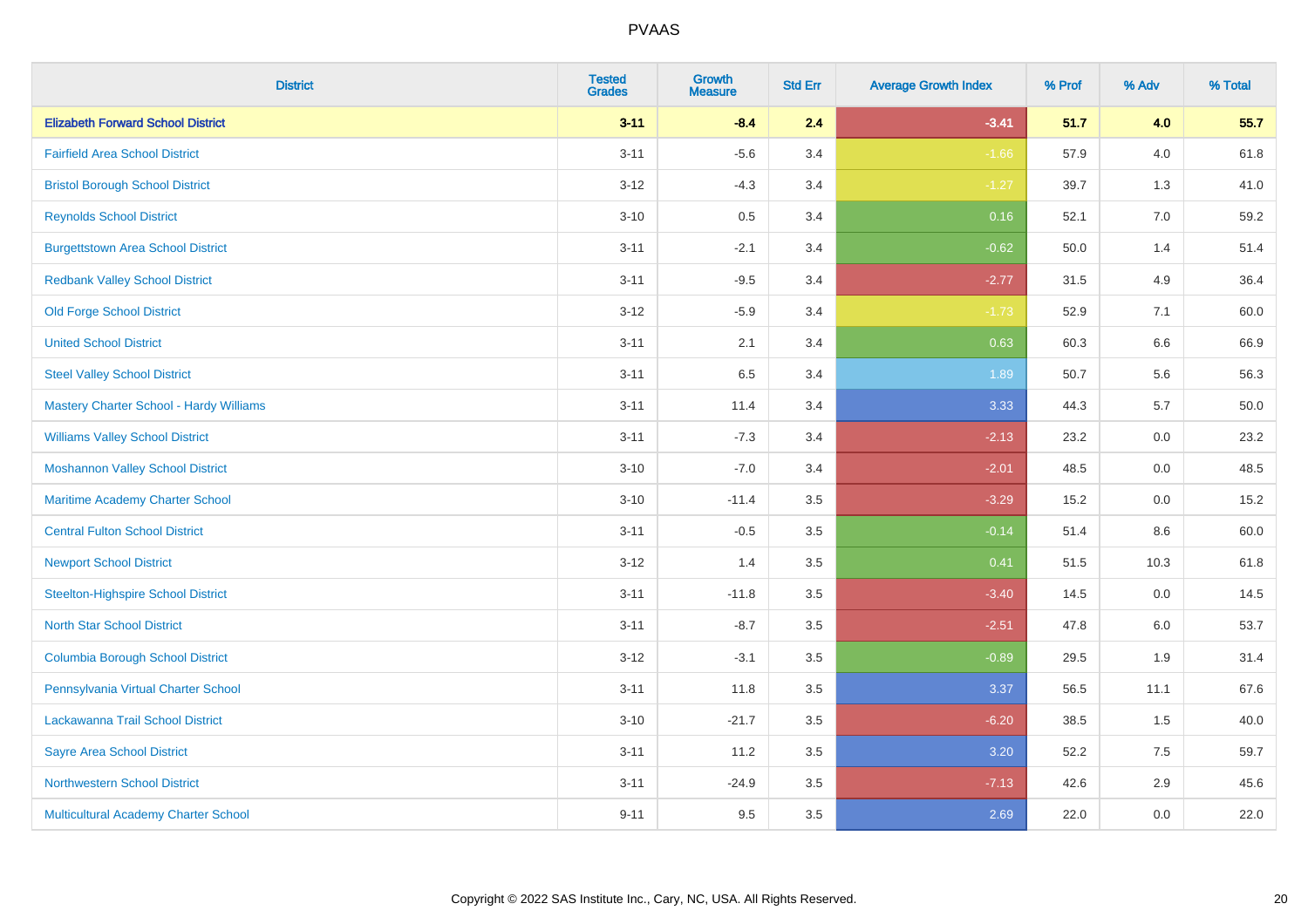PVAAS

| District | Tested Grades | Growth Measure | Std Err | Average Growth Index | % Prof | % Adv | % Total |
|---|---|---|---|---|---|---|---|
| **Elizabeth Forward School District** | **3-11** | **-8.4** | **2.4** | **-3.41** | **51.7** | **4.0** | **55.7** |
| Fairfield Area School District | 3-11 | -5.6 | 3.4 | -1.66 | 57.9 | 4.0 | 61.8 |
| Bristol Borough School District | 3-12 | -4.3 | 3.4 | -1.27 | 39.7 | 1.3 | 41.0 |
| Reynolds School District | 3-10 | 0.5 | 3.4 | 0.16 | 52.1 | 7.0 | 59.2 |
| Burgettstown Area School District | 3-11 | -2.1 | 3.4 | -0.62 | 50.0 | 1.4 | 51.4 |
| Redbank Valley School District | 3-11 | -9.5 | 3.4 | -2.77 | 31.5 | 4.9 | 36.4 |
| Old Forge School District | 3-12 | -5.9 | 3.4 | -1.73 | 52.9 | 7.1 | 60.0 |
| United School District | 3-11 | 2.1 | 3.4 | 0.63 | 60.3 | 6.6 | 66.9 |
| Steel Valley School District | 3-11 | 6.5 | 3.4 | 1.89 | 50.7 | 5.6 | 56.3 |
| Mastery Charter School - Hardy Williams | 3-11 | 11.4 | 3.4 | 3.33 | 44.3 | 5.7 | 50.0 |
| Williams Valley School District | 3-11 | -7.3 | 3.4 | -2.13 | 23.2 | 0.0 | 23.2 |
| Moshannon Valley School District | 3-10 | -7.0 | 3.4 | -2.01 | 48.5 | 0.0 | 48.5 |
| Maritime Academy Charter School | 3-10 | -11.4 | 3.5 | -3.29 | 15.2 | 0.0 | 15.2 |
| Central Fulton School District | 3-11 | -0.5 | 3.5 | -0.14 | 51.4 | 8.6 | 60.0 |
| Newport School District | 3-12 | 1.4 | 3.5 | 0.41 | 51.5 | 10.3 | 61.8 |
| Steelton-Highspire School District | 3-11 | -11.8 | 3.5 | -3.40 | 14.5 | 0.0 | 14.5 |
| North Star School District | 3-11 | -8.7 | 3.5 | -2.51 | 47.8 | 6.0 | 53.7 |
| Columbia Borough School District | 3-12 | -3.1 | 3.5 | -0.89 | 29.5 | 1.9 | 31.4 |
| Pennsylvania Virtual Charter School | 3-11 | 11.8 | 3.5 | 3.37 | 56.5 | 11.1 | 67.6 |
| Lackawanna Trail School District | 3-10 | -21.7 | 3.5 | -6.20 | 38.5 | 1.5 | 40.0 |
| Sayre Area School District | 3-11 | 11.2 | 3.5 | 3.20 | 52.2 | 7.5 | 59.7 |
| Northwestern School District | 3-11 | -24.9 | 3.5 | -7.13 | 42.6 | 2.9 | 45.6 |
| Multicultural Academy Charter School | 9-11 | 9.5 | 3.5 | 2.69 | 22.0 | 0.0 | 22.0 |

Copyright © 2022 SAS Institute Inc., Cary, NC, USA. All Rights Reserved.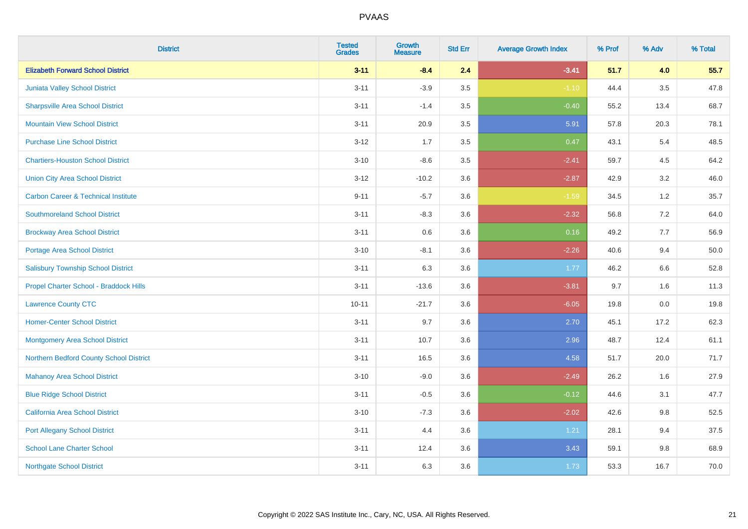# PVAAS

| District | Tested Grades | Growth Measure | Std Err | Average Growth Index | % Prof | % Adv | % Total |
|---|---|---|---|---|---|---|---|
| **Elizabeth Forward School District** | **3-11** | **-8.4** | **2.4** | **-3.41** | **51.7** | **4.0** | **55.7** |
| Juniata Valley School District | 3-11 | -3.9 | 3.5 | -1.10 | 44.4 | 3.5 | 47.8 |
| Sharpsville Area School District | 3-11 | -1.4 | 3.5 | -0.40 | 55.2 | 13.4 | 68.7 |
| Mountain View School District | 3-11 | 20.9 | 3.5 | 5.91 | 57.8 | 20.3 | 78.1 |
| Purchase Line School District | 3-12 | 1.7 | 3.5 | 0.47 | 43.1 | 5.4 | 48.5 |
| Chartiers-Houston School District | 3-10 | -8.6 | 3.5 | -2.41 | 59.7 | 4.5 | 64.2 |
| Union City Area School District | 3-12 | -10.2 | 3.6 | -2.87 | 42.9 | 3.2 | 46.0 |
| Carbon Career & Technical Institute | 9-11 | -5.7 | 3.6 | -1.59 | 34.5 | 1.2 | 35.7 |
| Southmoreland School District | 3-11 | -8.3 | 3.6 | -2.32 | 56.8 | 7.2 | 64.0 |
| Brockway Area School District | 3-11 | 0.6 | 3.6 | 0.16 | 49.2 | 7.7 | 56.9 |
| Portage Area School District | 3-10 | -8.1 | 3.6 | -2.26 | 40.6 | 9.4 | 50.0 |
| Salisbury Township School District | 3-11 | 6.3 | 3.6 | 1.77 | 46.2 | 6.6 | 52.8 |
| Propel Charter School - Braddock Hills | 3-11 | -13.6 | 3.6 | -3.81 | 9.7 | 1.6 | 11.3 |
| Lawrence County CTC | 10-11 | -21.7 | 3.6 | -6.05 | 19.8 | 0.0 | 19.8 |
| Homer-Center School District | 3-11 | 9.7 | 3.6 | 2.70 | 45.1 | 17.2 | 62.3 |
| Montgomery Area School District | 3-11 | 10.7 | 3.6 | 2.96 | 48.7 | 12.4 | 61.1 |
| Northern Bedford County School District | 3-11 | 16.5 | 3.6 | 4.58 | 51.7 | 20.0 | 71.7 |
| Mahanoy Area School District | 3-10 | -9.0 | 3.6 | -2.49 | 26.2 | 1.6 | 27.9 |
| Blue Ridge School District | 3-11 | -0.5 | 3.6 | -0.12 | 44.6 | 3.1 | 47.7 |
| California Area School District | 3-10 | -7.3 | 3.6 | -2.02 | 42.6 | 9.8 | 52.5 |
| Port Allegany School District | 3-11 | 4.4 | 3.6 | 1.21 | 28.1 | 9.4 | 37.5 |
| School Lane Charter School | 3-11 | 12.4 | 3.6 | 3.43 | 59.1 | 9.8 | 68.9 |
| Northgate School District | 3-11 | 6.3 | 3.6 | 1.73 | 53.3 | 16.7 | 70.0 |

Copyright © 2022 SAS Institute Inc., Cary, NC, USA. All Rights Reserved.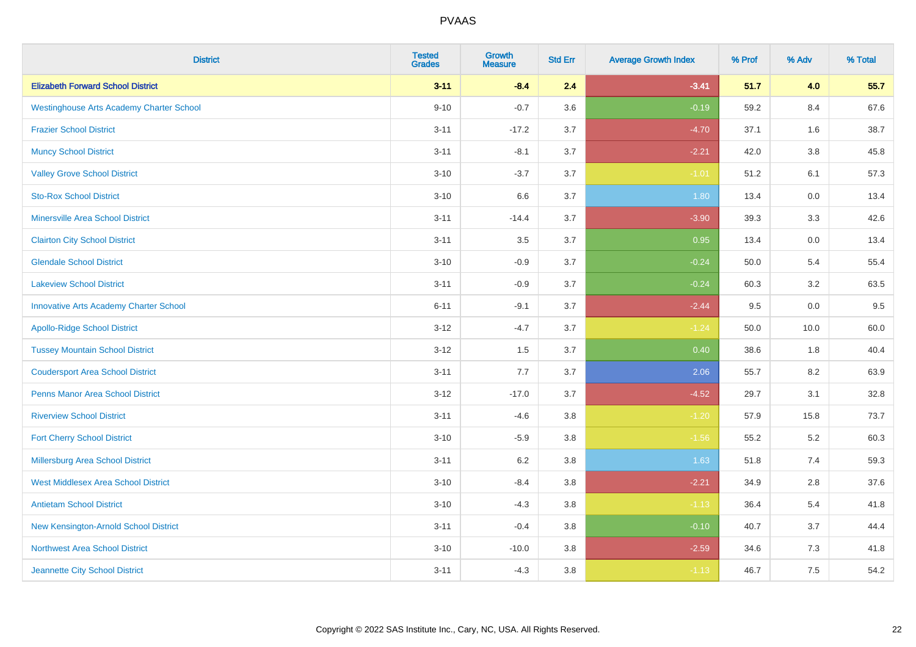# PVAAS

| District | Tested Grades | Growth Measure | Std Err | Average Growth Index | % Prof | % Adv | % Total |
|---|---|---|---|---|---|---|---|
| **Elizabeth Forward School District** | **3-11** | **-8.4** | **2.4** | **-3.41** | **51.7** | **4.0** | **55.7** |
| Westinghouse Arts Academy Charter School | 9-10 | -0.7 | 3.6 | -0.19 | 59.2 | 8.4 | 67.6 |
| Frazier School District | 3-11 | -17.2 | 3.7 | -4.70 | 37.1 | 1.6 | 38.7 |
| Muncy School District | 3-11 | -8.1 | 3.7 | -2.21 | 42.0 | 3.8 | 45.8 |
| Valley Grove School District | 3-10 | -3.7 | 3.7 | -1.01 | 51.2 | 6.1 | 57.3 |
| Sto-Rox School District | 3-10 | 6.6 | 3.7 | 1.80 | 13.4 | 0.0 | 13.4 |
| Minersville Area School District | 3-11 | -14.4 | 3.7 | -3.90 | 39.3 | 3.3 | 42.6 |
| Clairton City School District | 3-11 | 3.5 | 3.7 | 0.95 | 13.4 | 0.0 | 13.4 |
| Glendale School District | 3-10 | -0.9 | 3.7 | -0.24 | 50.0 | 5.4 | 55.4 |
| Lakeview School District | 3-11 | -0.9 | 3.7 | -0.24 | 60.3 | 3.2 | 63.5 |
| Innovative Arts Academy Charter School | 6-11 | -9.1 | 3.7 | -2.44 | 9.5 | 0.0 | 9.5 |
| Apollo-Ridge School District | 3-12 | -4.7 | 3.7 | -1.24 | 50.0 | 10.0 | 60.0 |
| Tussey Mountain School District | 3-12 | 1.5 | 3.7 | 0.40 | 38.6 | 1.8 | 40.4 |
| Coudersport Area School District | 3-11 | 7.7 | 3.7 | 2.06 | 55.7 | 8.2 | 63.9 |
| Penns Manor Area School District | 3-12 | -17.0 | 3.7 | -4.52 | 29.7 | 3.1 | 32.8 |
| Riverview School District | 3-11 | -4.6 | 3.8 | -1.20 | 57.9 | 15.8 | 73.7 |
| Fort Cherry School District | 3-10 | -5.9 | 3.8 | -1.56 | 55.2 | 5.2 | 60.3 |
| Millersburg Area School District | 3-11 | 6.2 | 3.8 | 1.63 | 51.8 | 7.4 | 59.3 |
| West Middlesex Area School District | 3-10 | -8.4 | 3.8 | -2.21 | 34.9 | 2.8 | 37.6 |
| Antietam School District | 3-10 | -4.3 | 3.8 | -1.13 | 36.4 | 5.4 | 41.8 |
| New Kensington-Arnold School District | 3-11 | -0.4 | 3.8 | -0.10 | 40.7 | 3.7 | 44.4 |
| Northwest Area School District | 3-10 | -10.0 | 3.8 | -2.59 | 34.6 | 7.3 | 41.8 |
| Jeannette City School District | 3-11 | -4.3 | 3.8 | -1.13 | 46.7 | 7.5 | 54.2 |

Copyright © 2022 SAS Institute Inc., Cary, NC, USA. All Rights Reserved.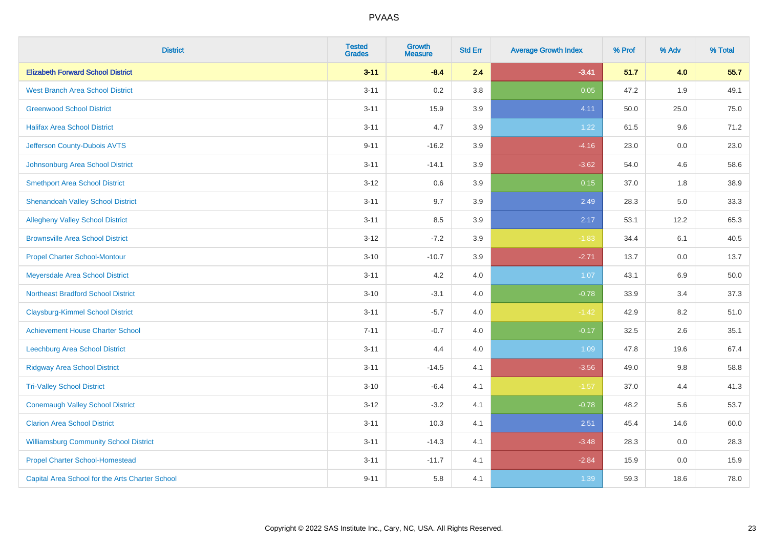# PVAAS

| District | Tested Grades | Growth Measure | Std Err | Average Growth Index | % Prof | % Adv | % Total |
|---|---|---|---|---|---|---|---|
| **Elizabeth Forward School District** | **3-11** | **-8.4** | **2.4** | **-3.41** | **51.7** | **4.0** | **55.7** |
| West Branch Area School District | 3-11 | 0.2 | 3.8 | 0.05 | 47.2 | 1.9 | 49.1 |
| Greenwood School District | 3-11 | 15.9 | 3.9 | 4.11 | 50.0 | 25.0 | 75.0 |
| Halifax Area School District | 3-11 | 4.7 | 3.9 | 1.22 | 61.5 | 9.6 | 71.2 |
| Jefferson County-Dubois AVTS | 9-11 | -16.2 | 3.9 | -4.16 | 23.0 | 0.0 | 23.0 |
| Johnsonburg Area School District | 3-11 | -14.1 | 3.9 | -3.62 | 54.0 | 4.6 | 58.6 |
| Smethport Area School District | 3-12 | 0.6 | 3.9 | 0.15 | 37.0 | 1.8 | 38.9 |
| Shenandoah Valley School District | 3-11 | 9.7 | 3.9 | 2.49 | 28.3 | 5.0 | 33.3 |
| Allegheny Valley School District | 3-11 | 8.5 | 3.9 | 2.17 | 53.1 | 12.2 | 65.3 |
| Brownsville Area School District | 3-12 | -7.2 | 3.9 | -1.83 | 34.4 | 6.1 | 40.5 |
| Propel Charter School-Montour | 3-10 | -10.7 | 3.9 | -2.71 | 13.7 | 0.0 | 13.7 |
| Meyersdale Area School District | 3-11 | 4.2 | 4.0 | 1.07 | 43.1 | 6.9 | 50.0 |
| Northeast Bradford School District | 3-10 | -3.1 | 4.0 | -0.78 | 33.9 | 3.4 | 37.3 |
| Claysburg-Kimmel School District | 3-11 | -5.7 | 4.0 | -1.42 | 42.9 | 8.2 | 51.0 |
| Achievement House Charter School | 7-11 | -0.7 | 4.0 | -0.17 | 32.5 | 2.6 | 35.1 |
| Leechburg Area School District | 3-11 | 4.4 | 4.0 | 1.09 | 47.8 | 19.6 | 67.4 |
| Ridgway Area School District | 3-11 | -14.5 | 4.1 | -3.56 | 49.0 | 9.8 | 58.8 |
| Tri-Valley School District | 3-10 | -6.4 | 4.1 | -1.57 | 37.0 | 4.4 | 41.3 |
| Conemaugh Valley School District | 3-12 | -3.2 | 4.1 | -0.78 | 48.2 | 5.6 | 53.7 |
| Clarion Area School District | 3-11 | 10.3 | 4.1 | 2.51 | 45.4 | 14.6 | 60.0 |
| Williamsburg Community School District | 3-11 | -14.3 | 4.1 | -3.48 | 28.3 | 0.0 | 28.3 |
| Propel Charter School-Homestead | 3-11 | -11.7 | 4.1 | -2.84 | 15.9 | 0.0 | 15.9 |
| Capital Area School for the Arts Charter School | 9-11 | 5.8 | 4.1 | 1.39 | 59.3 | 18.6 | 78.0 |

Copyright © 2022 SAS Institute Inc., Cary, NC, USA. All Rights Reserved.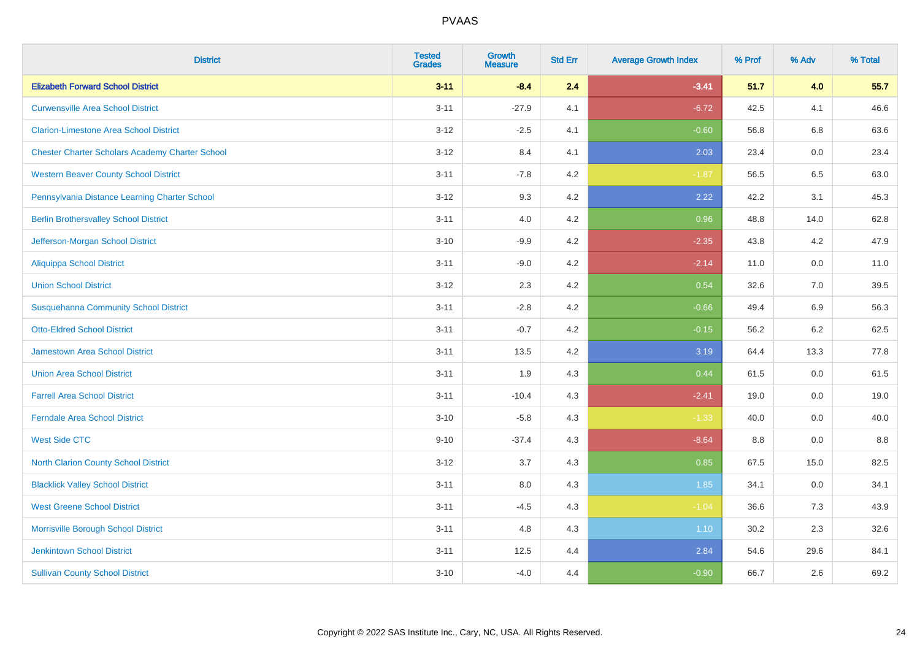# PVAAS

| District | Tested Grades | Growth Measure | Std Err | Average Growth Index | % Prof | % Adv | % Total |
|---|---|---|---|---|---|---|---|
| **Elizabeth Forward School District** | **3-11** | **-8.4** | **2.4** | **-3.41** | **51.7** | **4.0** | **55.7** |
| Curwensville Area School District | 3-11 | -27.9 | 4.1 | -6.72 | 42.5 | 4.1 | 46.6 |
| Clarion-Limestone Area School District | 3-12 | -2.5 | 4.1 | -0.60 | 56.8 | 6.8 | 63.6 |
| Chester Charter Scholars Academy Charter School | 3-12 | 8.4 | 4.1 | 2.03 | 23.4 | 0.0 | 23.4 |
| Western Beaver County School District | 3-11 | -7.8 | 4.2 | -1.87 | 56.5 | 6.5 | 63.0 |
| Pennsylvania Distance Learning Charter School | 3-12 | 9.3 | 4.2 | 2.22 | 42.2 | 3.1 | 45.3 |
| Berlin Brothersvalley School District | 3-11 | 4.0 | 4.2 | 0.96 | 48.8 | 14.0 | 62.8 |
| Jefferson-Morgan School District | 3-10 | -9.9 | 4.2 | -2.35 | 43.8 | 4.2 | 47.9 |
| Aliquippa School District | 3-11 | -9.0 | 4.2 | -2.14 | 11.0 | 0.0 | 11.0 |
| Union School District | 3-12 | 2.3 | 4.2 | 0.54 | 32.6 | 7.0 | 39.5 |
| Susquehanna Community School District | 3-11 | -2.8 | 4.2 | -0.66 | 49.4 | 6.9 | 56.3 |
| Otto-Eldred School District | 3-11 | -0.7 | 4.2 | -0.15 | 56.2 | 6.2 | 62.5 |
| Jamestown Area School District | 3-11 | 13.5 | 4.2 | 3.19 | 64.4 | 13.3 | 77.8 |
| Union Area School District | 3-11 | 1.9 | 4.3 | 0.44 | 61.5 | 0.0 | 61.5 |
| Farrell Area School District | 3-11 | -10.4 | 4.3 | -2.41 | 19.0 | 0.0 | 19.0 |
| Ferndale Area School District | 3-10 | -5.8 | 4.3 | -1.33 | 40.0 | 0.0 | 40.0 |
| West Side CTC | 9-10 | -37.4 | 4.3 | -8.64 | 8.8 | 0.0 | 8.8 |
| North Clarion County School District | 3-12 | 3.7 | 4.3 | 0.85 | 67.5 | 15.0 | 82.5 |
| Blacklick Valley School District | 3-11 | 8.0 | 4.3 | 1.85 | 34.1 | 0.0 | 34.1 |
| West Greene School District | 3-11 | -4.5 | 4.3 | -1.04 | 36.6 | 7.3 | 43.9 |
| Morrisville Borough School District | 3-11 | 4.8 | 4.3 | 1.10 | 30.2 | 2.3 | 32.6 |
| Jenkintown School District | 3-11 | 12.5 | 4.4 | 2.84 | 54.6 | 29.6 | 84.1 |
| Sullivan County School District | 3-10 | -4.0 | 4.4 | -0.90 | 66.7 | 2.6 | 69.2 |

Copyright © 2022 SAS Institute Inc., Cary, NC, USA. All Rights Reserved.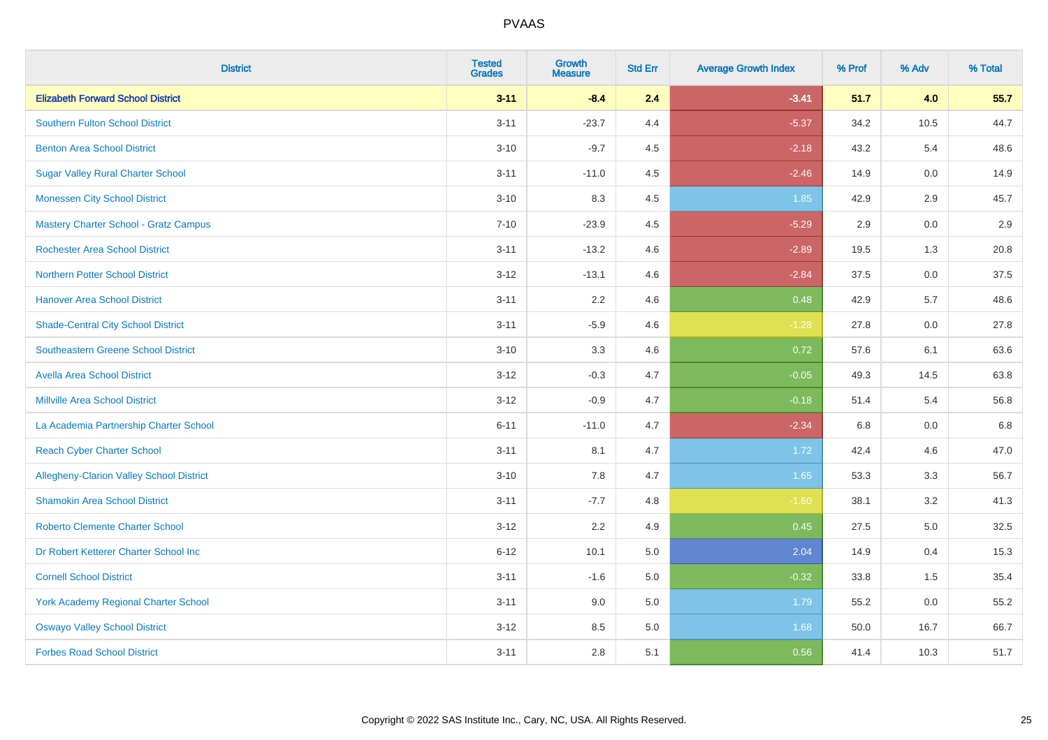# PVAAS

| District | Tested Grades | Growth Measure | Std Err | Average Growth Index | % Prof | % Adv | % Total |
|---|---|---|---|---|---|---|---|
| **Elizabeth Forward School District** | **3-11** | **-8.4** | **2.4** | **-3.41** | **51.7** | **4.0** | **55.7** |
| Southern Fulton School District | 3-11 | -23.7 | 4.4 | -5.37 | 34.2 | 10.5 | 44.7 |
| Benton Area School District | 3-10 | -9.7 | 4.5 | -2.18 | 43.2 | 5.4 | 48.6 |
| Sugar Valley Rural Charter School | 3-11 | -11.0 | 4.5 | -2.46 | 14.9 | 0.0 | 14.9 |
| Monessen City School District | 3-10 | 8.3 | 4.5 | 1.85 | 42.9 | 2.9 | 45.7 |
| Mastery Charter School - Gratz Campus | 7-10 | -23.9 | 4.5 | -5.29 | 2.9 | 0.0 | 2.9 |
| Rochester Area School District | 3-11 | -13.2 | 4.6 | -2.89 | 19.5 | 1.3 | 20.8 |
| Northern Potter School District | 3-12 | -13.1 | 4.6 | -2.84 | 37.5 | 0.0 | 37.5 |
| Hanover Area School District | 3-11 | 2.2 | 4.6 | 0.48 | 42.9 | 5.7 | 48.6 |
| Shade-Central City School District | 3-11 | -5.9 | 4.6 | -1.28 | 27.8 | 0.0 | 27.8 |
| Southeastern Greene School District | 3-10 | 3.3 | 4.6 | 0.72 | 57.6 | 6.1 | 63.6 |
| Avella Area School District | 3-12 | -0.3 | 4.7 | -0.05 | 49.3 | 14.5 | 63.8 |
| Millville Area School District | 3-12 | -0.9 | 4.7 | -0.18 | 51.4 | 5.4 | 56.8 |
| La Academia Partnership Charter School | 6-11 | -11.0 | 4.7 | -2.34 | 6.8 | 0.0 | 6.8 |
| Reach Cyber Charter School | 3-11 | 8.1 | 4.7 | 1.72 | 42.4 | 4.6 | 47.0 |
| Allegheny-Clarion Valley School District | 3-10 | 7.8 | 4.7 | 1.65 | 53.3 | 3.3 | 56.7 |
| Shamokin Area School District | 3-11 | -7.7 | 4.8 | -1.60 | 38.1 | 3.2 | 41.3 |
| Roberto Clemente Charter School | 3-12 | 2.2 | 4.9 | 0.45 | 27.5 | 5.0 | 32.5 |
| Dr Robert Ketterer Charter School Inc | 6-12 | 10.1 | 5.0 | 2.04 | 14.9 | 0.4 | 15.3 |
| Cornell School District | 3-11 | -1.6 | 5.0 | -0.32 | 33.8 | 1.5 | 35.4 |
| York Academy Regional Charter School | 3-11 | 9.0 | 5.0 | 1.79 | 55.2 | 0.0 | 55.2 |
| Oswayo Valley School District | 3-12 | 8.5 | 5.0 | 1.68 | 50.0 | 16.7 | 66.7 |
| Forbes Road School District | 3-11 | 2.8 | 5.1 | 0.56 | 41.4 | 10.3 | 51.7 |

Copyright © 2022 SAS Institute Inc., Cary, NC, USA. All Rights Reserved.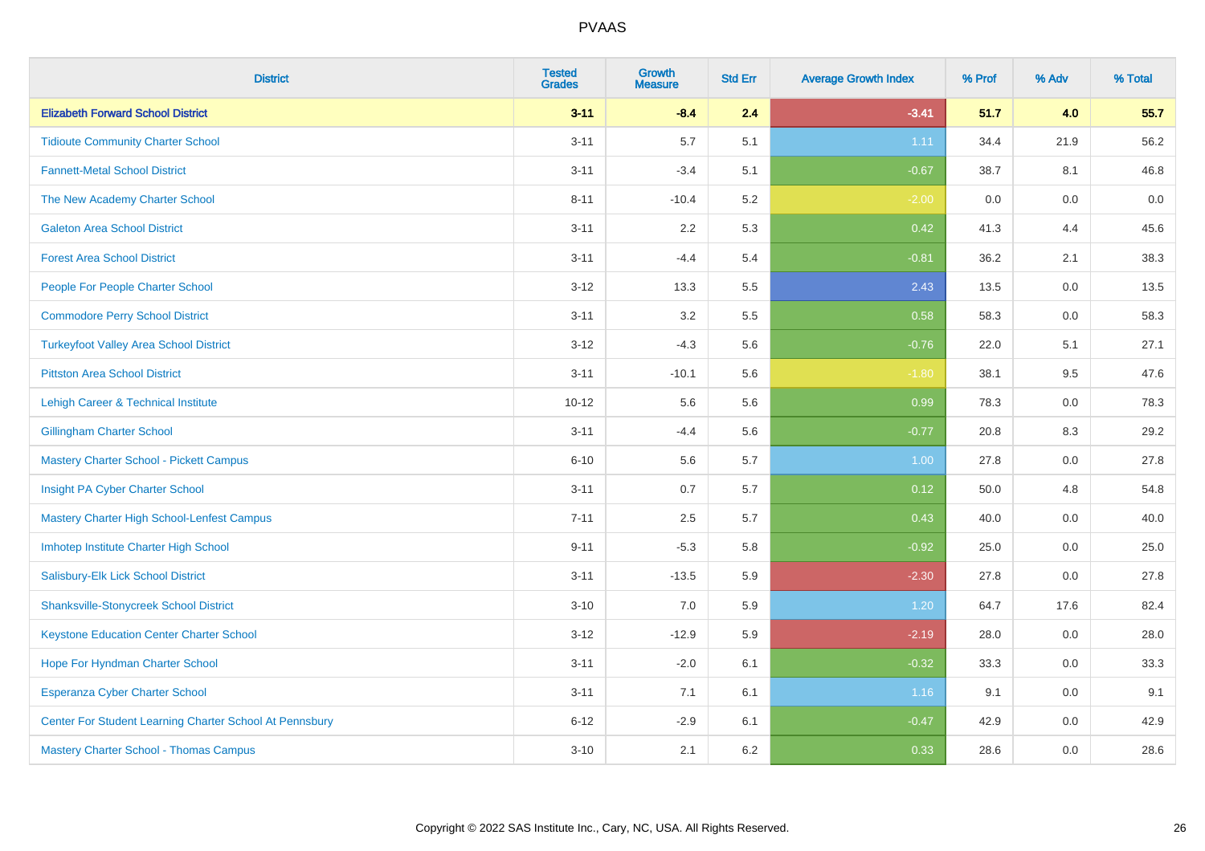| District | Tested Grades | Growth Measure | Std Err | Average Growth Index | % Prof | % Adv | % Total |
|---|---|---|---|---|---|---|---|
| **Elizabeth Forward School District** | **3-11** | **-8.4** | **2.4** | **-3.41** | **51.7** | **4.0** | **55.7** |
| Tidioute Community Charter School | 3-11 | 5.7 | 5.1 | 1.11 | 34.4 | 21.9 | 56.2 |
| Fannett-Metal School District | 3-11 | -3.4 | 5.1 | -0.67 | 38.7 | 8.1 | 46.8 |
| The New Academy Charter School | 8-11 | -10.4 | 5.2 | -2.00 | 0.0 | 0.0 | 0.0 |
| Galeton Area School District | 3-11 | 2.2 | 5.3 | 0.42 | 41.3 | 4.4 | 45.6 |
| Forest Area School District | 3-11 | -4.4 | 5.4 | -0.81 | 36.2 | 2.1 | 38.3 |
| People For People Charter School | 3-12 | 13.3 | 5.5 | 2.43 | 13.5 | 0.0 | 13.5 |
| Commodore Perry School District | 3-11 | 3.2 | 5.5 | 0.58 | 58.3 | 0.0 | 58.3 |
| Turkeyfoot Valley Area School District | 3-12 | -4.3 | 5.6 | -0.76 | 22.0 | 5.1 | 27.1 |
| Pittston Area School District | 3-11 | -10.1 | 5.6 | -1.80 | 38.1 | 9.5 | 47.6 |
| Lehigh Career & Technical Institute | 10-12 | 5.6 | 5.6 | 0.99 | 78.3 | 0.0 | 78.3 |
| Gillingham Charter School | 3-11 | -4.4 | 5.6 | -0.77 | 20.8 | 8.3 | 29.2 |
| Mastery Charter School - Pickett Campus | 6-10 | 5.6 | 5.7 | 1.00 | 27.8 | 0.0 | 27.8 |
| Insight PA Cyber Charter School | 3-11 | 0.7 | 5.7 | 0.12 | 50.0 | 4.8 | 54.8 |
| Mastery Charter High School-Lenfest Campus | 7-11 | 2.5 | 5.7 | 0.43 | 40.0 | 0.0 | 40.0 |
| Imhotep Institute Charter High School | 9-11 | -5.3 | 5.8 | -0.92 | 25.0 | 0.0 | 25.0 |
| Salisbury-Elk Lick School District | 3-11 | -13.5 | 5.9 | -2.30 | 27.8 | 0.0 | 27.8 |
| Shanksville-Stonycreek School District | 3-10 | 7.0 | 5.9 | 1.20 | 64.7 | 17.6 | 82.4 |
| Keystone Education Center Charter School | 3-12 | -12.9 | 5.9 | -2.19 | 28.0 | 0.0 | 28.0 |
| Hope For Hyndman Charter School | 3-11 | -2.0 | 6.1 | -0.32 | 33.3 | 0.0 | 33.3 |
| Esperanza Cyber Charter School | 3-11 | 7.1 | 6.1 | 1.16 | 9.1 | 0.0 | 9.1 |
| Center For Student Learning Charter School At Pennsbury | 6-12 | -2.9 | 6.1 | -0.47 | 42.9 | 0.0 | 42.9 |
| Mastery Charter School - Thomas Campus | 3-10 | 2.1 | 6.2 | 0.33 | 28.6 | 0.0 | 28.6 |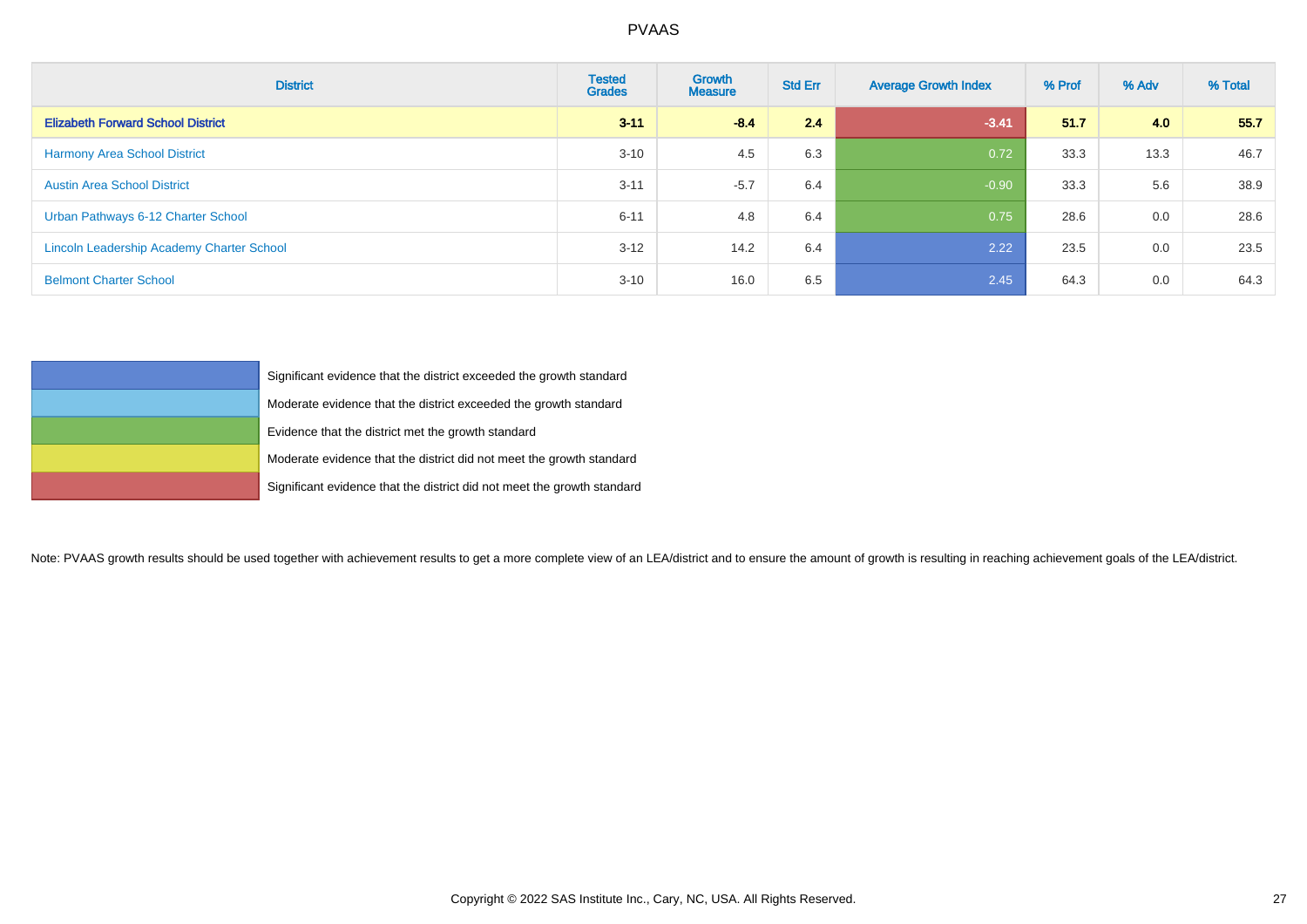# PVAAS

| District | Tested Grades | Growth Measure | Std Err | Average Growth Index | % Prof | % Adv | % Total |
|---|---|---|---|---|---|---|---|
| **Elizabeth Forward School District** | **3-11** | **-8.4** | **2.4** | **-3.41** | **51.7** | **4.0** | **55.7** |
| Harmony Area School District | 3-10 | 4.5 | 6.3 | 0.72 | 33.3 | 13.3 | 46.7 |
| Austin Area School District | 3-11 | -5.7 | 6.4 | -0.90 | 33.3 | 5.6 | 38.9 |
| Urban Pathways 6-12 Charter School | 6-11 | 4.8 | 6.4 | 0.75 | 28.6 | 0.0 | 28.6 |
| Lincoln Leadership Academy Charter School | 3-12 | 14.2 | 6.4 | 2.22 | 23.5 | 0.0 | 23.5 |
| Belmont Charter School | 3-10 | 16.0 | 6.5 | 2.45 | 64.3 | 0.0 | 64.3 |

Significant evidence that the district exceeded the growth standard

Moderate evidence that the district exceeded the growth standard

Evidence that the district met the growth standard

Moderate evidence that the district did not meet the growth standard

Significant evidence that the district did not meet the growth standard

Note: PVAAS growth results should be used together with achievement results to get a more complete view of an LEA/district and to ensure the amount of growth is resulting in reaching achievement goals of the LEA/district.

Copyright © 2022 SAS Institute Inc., Cary, NC, USA. All Rights Reserved.